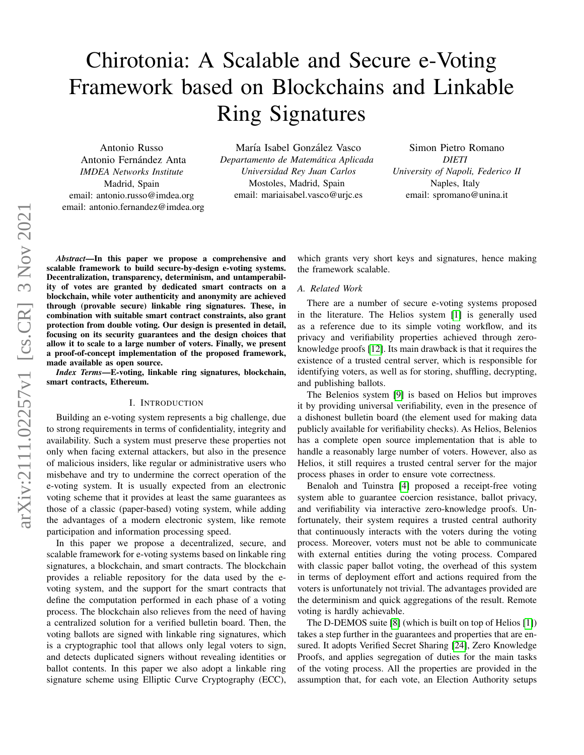# Chirotonia: A Scalable and Secure e-Voting Framework based on Blockchains and Linkable Ring Signatures

Antonio Russo
Antonio Fernández Anta
*IMDEA Networks Institute*
Madrid, Spain
email: antonio.russo@imdea.org
email: antonio.fernandez@imdea.org

María Isabel González Vasco
*Departamento de Matemática Aplicada*
*Universidad Rey Juan Carlos*
Mostoles, Madrid, Spain
email: mariaisabel.vasco@urjc.es

Simon Pietro Romano
*DIETI*
*University of Napoli, Federico II*
Naples, Italy
email: spromano@unina.it

***Abstract*—In this paper we propose a comprehensive and scalable framework to build secure-by-design e-voting systems. Decentralization, transparency, determinism, and untamperability of votes are granted by dedicated smart contracts on a blockchain, while voter authenticity and anonymity are achieved through (provable secure) linkable ring signatures. These, in combination with suitable smart contract constraints, also grant protection from double voting. Our design is presented in detail, focusing on its security guarantees and the design choices that allow it to scale to a large number of voters. Finally, we present a proof-of-concept implementation of the proposed framework, made available as open source.**

***Index Terms*—E-voting, linkable ring signatures, blockchain, smart contracts, Ethereum.**

## I. Introduction

Building an e-voting system represents a big challenge, due to strong requirements in terms of confidentiality, integrity and availability. Such a system must preserve these properties not only when facing external attackers, but also in the presence of malicious insiders, like regular or administrative users who misbehave and try to undermine the correct operation of the e-voting system. It is usually expected from an electronic voting scheme that it provides at least the same guarantees as those of a classic (paper-based) voting system, while adding the advantages of a modern electronic system, like remote participation and information processing speed.

In this paper we propose a decentralized, secure, and scalable framework for e-voting systems based on linkable ring signatures, a blockchain, and smart contracts. The blockchain provides a reliable repository for the data used by the e-voting system, and the support for the smart contracts that define the computation performed in each phase of a voting process. The blockchain also relieves from the need of having a centralized solution for a verified bulletin board. Then, the voting ballots are signed with linkable ring signatures, which is a cryptographic tool that allows only legal voters to sign, and detects duplicated signers without revealing identities or ballot contents. In this paper we also adopt a linkable ring signature scheme using Elliptic Curve Cryptography (ECC), which grants very short keys and signatures, hence making the framework scalable.

### A. Related Work

There are a number of secure e-voting systems proposed in the literature. The Helios system [1] is generally used as a reference due to its simple voting workflow, and its privacy and verifiability properties achieved through zero-knowledge proofs [12]. Its main drawback is that it requires the existence of a trusted central server, which is responsible for identifying voters, as well as for storing, shuffling, decrypting, and publishing ballots.

The Belenios system [9] is based on Helios but improves it by providing universal verifiability, even in the presence of a dishonest bulletin board (the element used for making data publicly available for verifiability checks). As Helios, Belenios has a complete open source implementation that is able to handle a reasonably large number of voters. However, also as Helios, it still requires a trusted central server for the major process phases in order to ensure vote correctness.

Benaloh and Tuinstra [4] proposed a receipt-free voting system able to guarantee coercion resistance, ballot privacy, and verifiability via interactive zero-knowledge proofs. Unfortunately, their system requires a trusted central authority that continuously interacts with the voters during the voting process. Moreover, voters must not be able to communicate with external entities during the voting process. Compared with classic paper ballot voting, the overhead of this system in terms of deployment effort and actions required from the voters is unfortunately not trivial. The advantages provided are the determinism and quick aggregations of the result. Remote voting is hardly achievable.

The D-DEMOS suite [8] (which is built on top of Helios [1]) takes a step further in the guarantees and properties that are ensured. It adopts Verified Secret Sharing [24], Zero Knowledge Proofs, and applies segregation of duties for the main tasks of the voting process. All the properties are provided in the assumption that, for each vote, an Election Authority setups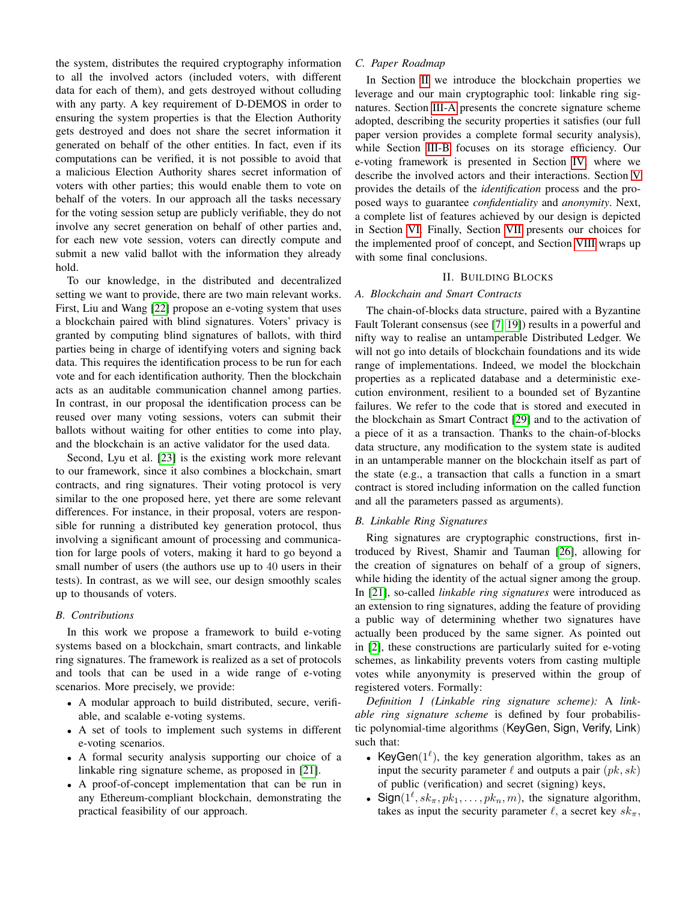the system, distributes the required cryptography information to all the involved actors (included voters, with different data for each of them), and gets destroyed without colluding with any party. A key requirement of D-DEMOS in order to ensuring the system properties is that the Election Authority gets destroyed and does not share the secret information it generated on behalf of the other entities. In fact, even if its computations can be verified, it is not possible to avoid that a malicious Election Authority shares secret information of voters with other parties; this would enable them to vote on behalf of the voters. In our approach all the tasks necessary for the voting session setup are publicly verifiable, they do not involve any secret generation on behalf of other parties and, for each new vote session, voters can directly compute and submit a new valid ballot with the information they already hold.

To our knowledge, in the distributed and decentralized setting we want to provide, there are two main relevant works. First, Liu and Wang [22] propose an e-voting system that uses a blockchain paired with blind signatures. Voters' privacy is granted by computing blind signatures of ballots, with third parties being in charge of identifying voters and signing back data. This requires the identification process to be run for each vote and for each identification authority. Then the blockchain acts as an auditable communication channel among parties. In contrast, in our proposal the identification process can be reused over many voting sessions, voters can submit their ballots without waiting for other entities to come into play, and the blockchain is an active validator for the used data.

Second, Lyu et al. [23] is the existing work more relevant to our framework, since it also combines a blockchain, smart contracts, and ring signatures. Their voting protocol is very similar to the one proposed here, yet there are some relevant differences. For instance, in their proposal, voters are responsible for running a distributed key generation protocol, thus involving a significant amount of processing and communication for large pools of voters, making it hard to go beyond a small number of users (the authors use up to 40 users in their tests). In contrast, as we will see, our design smoothly scales up to thousands of voters.

### B. Contributions

In this work we propose a framework to build e-voting systems based on a blockchain, smart contracts, and linkable ring signatures. The framework is realized as a set of protocols and tools that can be used in a wide range of e-voting scenarios. More precisely, we provide:

- A modular approach to build distributed, secure, verifiable, and scalable e-voting systems.
- A set of tools to implement such systems in different e-voting scenarios.
- A formal security analysis supporting our choice of a linkable ring signature scheme, as proposed in [21].
- A proof-of-concept implementation that can be run in any Ethereum-compliant blockchain, demonstrating the practical feasibility of our approach.

### C. Paper Roadmap

In Section II we introduce the blockchain properties we leverage and our main cryptographic tool: linkable ring signatures. Section III-A presents the concrete signature scheme adopted, describing the security properties it satisfies (our full paper version provides a complete formal security analysis), while Section III-B focuses on its storage efficiency. Our e-voting framework is presented in Section IV, where we describe the involved actors and their interactions. Section V provides the details of the *identification* process and the proposed ways to guarantee *confidentiality* and *anonymity*. Next, a complete list of features achieved by our design is depicted in Section VI. Finally, Section VII presents our choices for the implemented proof of concept, and Section VIII wraps up with some final conclusions.

## II. Building Blocks

### A. Blockchain and Smart Contracts

The chain-of-blocks data structure, paired with a Byzantine Fault Tolerant consensus (see [7, 19]) results in a powerful and nifty way to realise an untamperable Distributed Ledger. We will not go into details of blockchain foundations and its wide range of implementations. Indeed, we model the blockchain properties as a replicated database and a deterministic execution environment, resilient to a bounded set of Byzantine failures. We refer to the code that is stored and executed in the blockchain as Smart Contract [29] and to the activation of a piece of it as a transaction. Thanks to the chain-of-blocks data structure, any modification to the system state is audited in an untamperable manner on the blockchain itself as part of the state (e.g., a transaction that calls a function in a smart contract is stored including information on the called function and all the parameters passed as arguments).

### B. Linkable Ring Signatures

Ring signatures are cryptographic constructions, first introduced by Rivest, Shamir and Tauman [26], allowing for the creation of signatures on behalf of a group of signers, while hiding the identity of the actual signer among the group. In [21], so-called *linkable ring signatures* were introduced as an extension to ring signatures, adding the feature of providing a public way of determining whether two signatures have actually been produced by the same signer. As pointed out in [2], these constructions are particularly suited for e-voting schemes, as linkability prevents voters from casting multiple votes while anyonymity is preserved within the group of registered voters. Formally:

*Definition 1 (Linkable ring signature scheme):* A *linkable ring signature scheme* is defined by four probabilistic polynomial-time algorithms ($\mathsf{KeyGen}$, $\mathsf{Sign}$, $\mathsf{Verify}$, $\mathsf{Link}$) such that:

- $\mathsf{KeyGen}(1^\ell)$, the key generation algorithm, takes as an input the security parameter $\ell$ and outputs a pair $(pk, sk)$ of public (verification) and secret (signing) keys,
- $\mathsf{Sign}(1^\ell, sk_\pi, pk_1, \ldots, pk_n, m)$, the signature algorithm, takes as input the security parameter $\ell$, a secret key $sk_\pi$,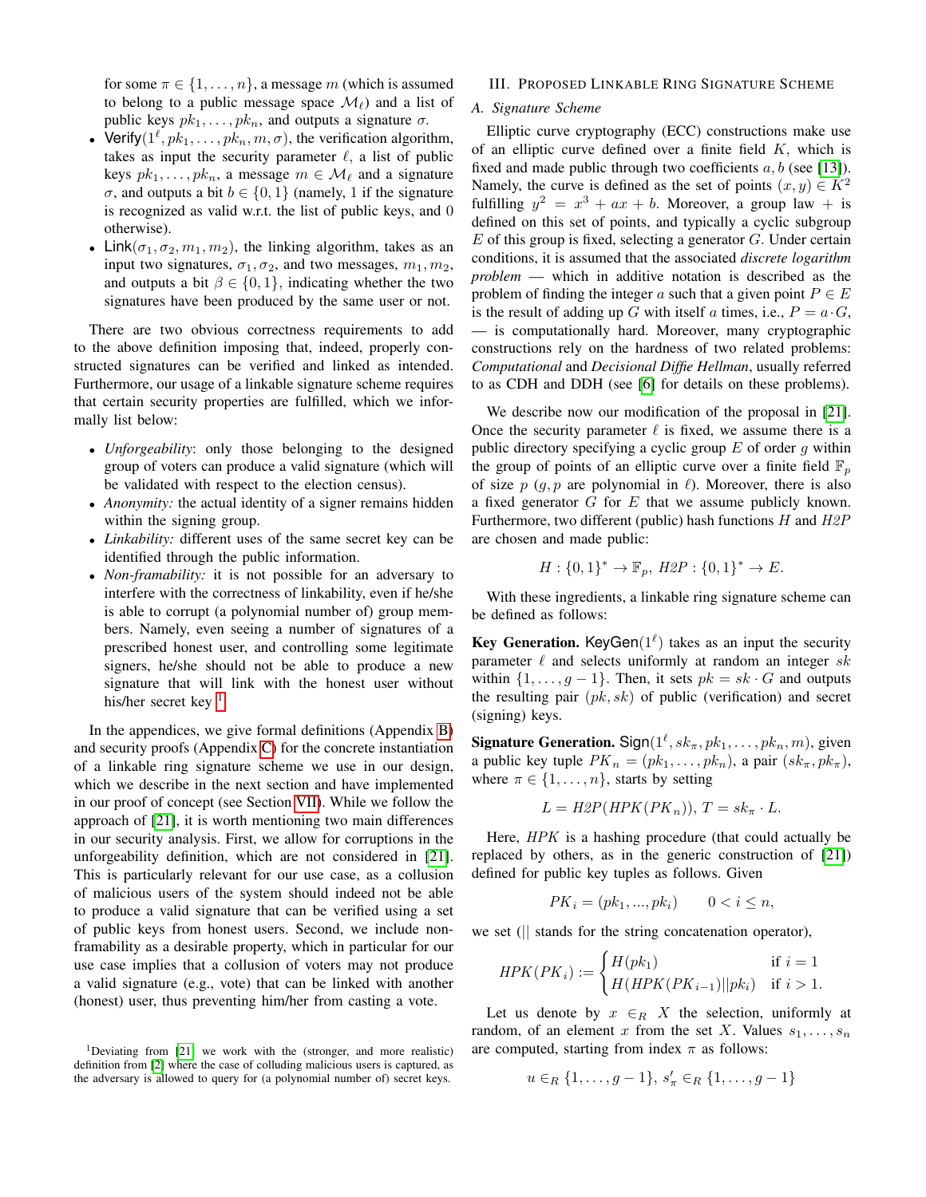for some $\pi \in \{1, \ldots, n\}$, a message $m$ (which is assumed to belong to a public message space $\mathcal{M}_\ell$) and a list of public keys $pk_1, \ldots, pk_n$, and outputs a signature $\sigma$.

- $\mathsf{Verify}(1^\ell, pk_1, \ldots, pk_n, m, \sigma)$, the verification algorithm, takes as input the security parameter $\ell$, a list of public keys $pk_1, \ldots, pk_n$, a message $m \in \mathcal{M}_\ell$ and a signature $\sigma$, and outputs a bit $b \in \{0, 1\}$ (namely, 1 if the signature is recognized as valid w.r.t. the list of public keys, and 0 otherwise).
- $\mathsf{Link}(\sigma_1, \sigma_2, m_1, m_2)$, the linking algorithm, takes as an input two signatures, $\sigma_1, \sigma_2$, and two messages, $m_1, m_2$, and outputs a bit $\beta \in \{0, 1\}$, indicating whether the two signatures have been produced by the same user or not.

There are two obvious correctness requirements to add to the above definition imposing that, indeed, properly constructed signatures can be verified and linked as intended. Furthermore, our usage of a linkable signature scheme requires that certain security properties are fulfilled, which we informally list below:

- *Unforgeability*: only those belonging to the designed group of voters can produce a valid signature (which will be validated with respect to the election census).
- *Anonymity:* the actual identity of a signer remains hidden within the signing group.
- *Linkability:* different uses of the same secret key can be identified through the public information.
- *Non-framability:* it is not possible for an adversary to interfere with the correctness of linkability, even if he/she is able to corrupt (a polynomial number of) group members. Namely, even seeing a number of signatures of a prescribed honest user, and controlling some legitimate signers, he/she should not be able to produce a new signature that will link with the honest user without his/her secret key [1].

In the appendices, we give formal definitions (Appendix B) and security proofs (Appendix C) for the concrete instantiation of a linkable ring signature scheme we use in our design, which we describe in the next section and have implemented in our proof of concept (see Section VII). While we follow the approach of [21], it is worth mentioning two main differences in our security analysis. First, we allow for corruptions in the unforgeability definition, which are not considered in [21]. This is particularly relevant for our use case, as a collusion of malicious users of the system should indeed not be able to produce a valid signature that can be verified using a set of public keys from honest users. Second, we include non-framability as a desirable property, which in particular for our use case implies that a collusion of voters may not produce a valid signature (e.g., vote) that can be linked with another (honest) user, thus preventing him/her from casting a vote.

[1] Deviating from [21] we work with the (stronger, and more realistic) definition from [2] where the case of colluding malicious users is captured, as the adversary is allowed to query for (a polynomial number of) secret keys.

## III. Proposed Linkable Ring Signature Scheme

### A. Signature Scheme

Elliptic curve cryptography (ECC) constructions make use of an elliptic curve defined over a finite field $K$, which is fixed and made public through two coefficients $a, b$ (see [13]). Namely, the curve is defined as the set of points $(x, y) \in K^2$ fulfilling $y^2 = x^3 + ax + b$. Moreover, a group law $+$ is defined on this set of points, and typically a cyclic subgroup $E$ of this group is fixed, selecting a generator $G$. Under certain conditions, it is assumed that the associated *discrete logarithm problem* — which in additive notation is described as the problem of finding the integer $a$ such that a given point $P \in E$ is the result of adding up $G$ with itself $a$ times, i.e., $P = a \cdot G$, — is computationally hard. Moreover, many cryptographic constructions rely on the hardness of two related problems: *Computational* and *Decisional Diffie Hellman*, usually referred to as CDH and DDH (see [6] for details on these problems).

We describe now our modification of the proposal in [21]. Once the security parameter $\ell$ is fixed, we assume there is a public directory specifying a cyclic group $E$ of order $g$ within the group of points of an elliptic curve over a finite field $\mathbb{F}_p$ of size $p$ ($g, p$ are polynomial in $\ell$). Moreover, there is also a fixed generator $G$ for $E$ that we assume publicly known. Furthermore, two different (public) hash functions $H$ and $H2P$ are chosen and made public:

$$H : \{0,1\}^* \to \mathbb{F}_p, \; H2P : \{0,1\}^* \to E.$$

With these ingredients, a linkable ring signature scheme can be defined as follows:

**Key Generation.** $\mathsf{KeyGen}(1^\ell)$ takes as an input the security parameter $\ell$ and selects uniformly at random an integer $sk$ within $\{1, \ldots, g-1\}$. Then, it sets $pk = sk \cdot G$ and outputs the resulting pair $(pk, sk)$ of public (verification) and secret (signing) keys.

**Signature Generation.** $\mathsf{Sign}(1^\ell, sk_\pi, pk_1, \ldots, pk_n, m)$, given a public key tuple $PK_n = (pk_1, \ldots, pk_n)$, a pair $(sk_\pi, pk_\pi)$, where $\pi \in \{1, \ldots, n\}$, starts by setting

$$L = H2P(HPK(PK_n)), \; T = sk_\pi \cdot L.$$

Here, $HPK$ is a hashing procedure (that could actually be replaced by others, as in the generic construction of [21]) defined for public key tuples as follows. Given

$$PK_i = (pk_1, ..., pk_i) \qquad 0 < i \leq n,$$

we set ($||$ stands for the string concatenation operator),

$$HPK(PK_i) := \begin{cases} H(pk_1) & \text{if } i = 1 \\ H(HPK(PK_{i-1})||pk_i) & \text{if } i > 1. \end{cases}$$

Let us denote by $x \in_R X$ the selection, uniformly at random, of an element $x$ from the set $X$. Values $s_1, \ldots, s_n$ are computed, starting from index $\pi$ as follows:

$$u \in_R \{1, \ldots, g-1\}, \; s'_\pi \in_R \{1, \ldots, g-1\}$$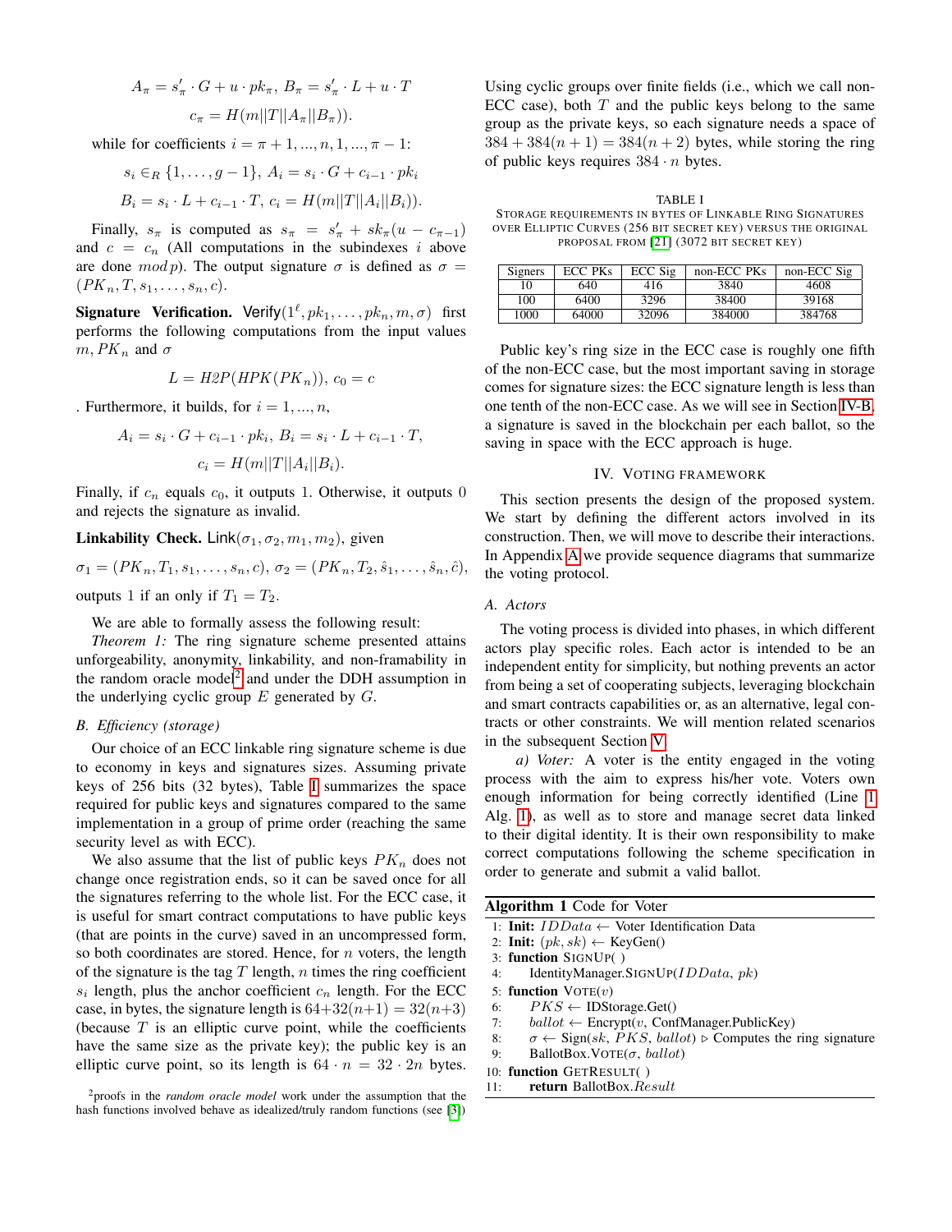$$A_\pi = s'_\pi \cdot G + u \cdot pk_\pi,\ B_\pi = s'_\pi \cdot L + u \cdot T$$

$$c_\pi = H(m||T||A_\pi||B_\pi)).$$

while for coefficients $i = \pi+1, ..., n, 1, ..., \pi-1$:

$$s_i \in_R \{1, \ldots, g-1\},\ A_i = s_i \cdot G + c_{i-1} \cdot pk_i$$

$$B_i = s_i \cdot L + c_{i-1} \cdot T,\ c_i = H(m||T||A_i||B_i)).$$

Finally, $s_\pi$ is computed as $s_\pi = s'_\pi + sk_\pi(u - c_{\pi-1})$ and $c = c_n$ (All computations in the subindexes $i$ above are done $mod\, p$). The output signature $\sigma$ is defined as $\sigma = (PK_n, T, s_1, \ldots, s_n, c)$.

**Signature Verification.** $\mathsf{Verify}(1^\ell, pk_1, \ldots, pk_n, m, \sigma)$ first performs the following computations from the input values $m, PK_n$ and $\sigma$

$$L = H2P(HPK(PK_n)),\ c_0 = c$$

. Furthermore, it builds, for $i = 1, ..., n$,

$$A_i = s_i \cdot G + c_{i-1} \cdot pk_i,\ B_i = s_i \cdot L + c_{i-1} \cdot T,$$

$$c_i = H(m||T||A_i||B_i).$$

Finally, if $c_n$ equals $c_0$, it outputs 1. Otherwise, it outputs 0 and rejects the signature as invalid.

**Linkability Check.** $\mathsf{Link}(\sigma_1, \sigma_2, m_1, m_2)$, given

$$\sigma_1 = (PK_n, T_1, s_1, \ldots, s_n, c),\ \sigma_2 = (PK_n, T_2, \hat{s}_1, \ldots, \hat{s}_n, \hat{c}),$$

outputs 1 if an only if $T_1 = T_2$.

We are able to formally assess the following result:

*Theorem 1:* The ring signature scheme presented attains unforgeability, anonymity, linkability, and non-framability in the random oracle model[2] and under the DDH assumption in the underlying cyclic group $E$ generated by $G$.

### B. Efficiency (storage)

Our choice of an ECC linkable ring signature scheme is due to economy in keys and signatures sizes. Assuming private keys of 256 bits (32 bytes), Table I summarizes the space required for public keys and signatures compared to the same implementation in a group of prime order (reaching the same security level as with ECC).

We also assume that the list of public keys $PK_n$ does not change once registration ends, so it can be saved once for all the signatures referring to the whole list. For the ECC case, it is useful for smart contract computations to have public keys (that are points in the curve) saved in an uncompressed form, so both coordinates are stored. Hence, for $n$ voters, the length of the signature is the tag $T$ length, $n$ times the ring coefficient $s_i$ length, plus the anchor coefficient $c_n$ length. For the ECC case, in bytes, the signature length is $64+32(n+1) = 32(n+3)$ (because $T$ is an elliptic curve point, while the coefficients have the same size as the private key); the public key is an elliptic curve point, so its length is $64 \cdot n = 32 \cdot 2n$ bytes.

[2] proofs in the *random oracle model* work under the assumption that the hash functions involved behave as idealized/truly random functions (see [3])

Using cyclic groups over finite fields (i.e., which we call non-ECC case), both $T$ and the public keys belong to the same group as the private keys, so each signature needs a space of $384 + 384(n+1) = 384(n+2)$ bytes, while storing the ring of public keys requires $384 \cdot n$ bytes.

TABLE I
STORAGE REQUIREMENTS IN BYTES OF LINKABLE RING SIGNATURES OVER ELLIPTIC CURVES (256 BIT SECRET KEY) VERSUS THE ORIGINAL PROPOSAL FROM [21] (3072 BIT SECRET KEY)

| Signers | ECC PKs | ECC Sig | non-ECC PKs | non-ECC Sig |
|---|---|---|---|---|
| 10 | 640 | 416 | 3840 | 4608 |
| 100 | 6400 | 3296 | 38400 | 39168 |
| 1000 | 64000 | 32096 | 384000 | 384768 |

Public key's ring size in the ECC case is roughly one fifth of the non-ECC case, but the most important saving in storage comes for signature sizes: the ECC signature length is less than one tenth of the non-ECC case. As we will see in Section IV-B, a signature is saved in the blockchain per each ballot, so the saving in space with the ECC approach is huge.

## IV. VOTING FRAMEWORK

This section presents the design of the proposed system. We start by defining the different actors involved in its construction. Then, we will move to describe their interactions. In Appendix A we provide sequence diagrams that summarize the voting protocol.

### A. Actors

The voting process is divided into phases, in which different actors play specific roles. Each actor is intended to be an independent entity for simplicity, but nothing prevents an actor from being a set of cooperating subjects, leveraging blockchain and smart contracts capabilities or, as an alternative, legal contracts or other constraints. We will mention related scenarios in the subsequent Section V.

*a) Voter:* A voter is the entity engaged in the voting process with the aim to express his/her vote. Voters own enough information for being correctly identified (Line 1 Alg. 1), as well as to store and manage secret data linked to their digital identity. It is their own responsibility to make correct computations following the scheme specification in order to generate and submit a valid ballot.

**Algorithm 1** Code for Voter

```
1: Init: IDData ← Voter Identification Data
2: Init: (pk, sk) ← KeyGen()
3: function SIGNUP( )
4:     IdentityManager.SIGNUP(IDData, pk)
5: function VOTE(v)
6:     PKS ← IDStorage.Get()
7:     ballot ← Encrypt(v, ConfManager.PublicKey)
8:     σ ← Sign(sk, PKS, ballot)  ▷ Computes the ring signature
9:     BallotBox.VOTE(σ, ballot)
10: function GETRESULT( )
11:     return BallotBox.Result
```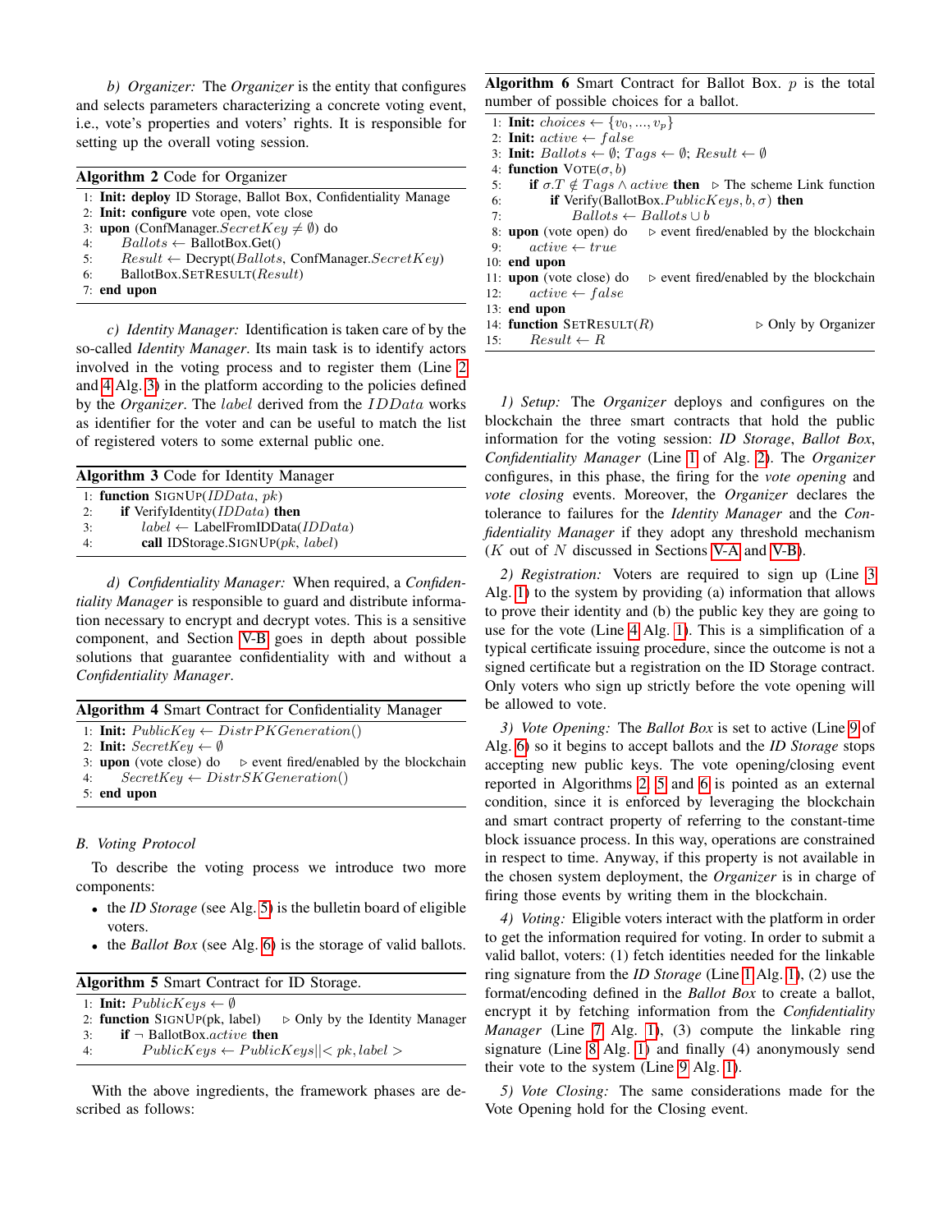*b) Organizer:* The *Organizer* is the entity that configures and selects parameters characterizing a concrete voting event, i.e., vote's properties and voters' rights. It is responsible for setting up the overall voting session.

**Algorithm 2** Code for Organizer

```
1: Init: deploy ID Storage, Ballot Box, Confidentiality Manage
2: Init: configure vote open, vote close
3: upon (ConfManager.SecretKey ≠ ∅) do
4:     Ballots ← BallotBox.Get()
5:     Result ← Decrypt(Ballots, ConfManager.SecretKey)
6:     BallotBox.SETRESULT(Result)
7: end upon
```

*c) Identity Manager:* Identification is taken care of by the so-called *Identity Manager*. Its main task is to identify actors involved in the voting process and to register them (Line 2 and 4 Alg. 3) in the platform according to the policies defined by the *Organizer*. The $label$ derived from the $IDData$ works as identifier for the voter and can be useful to match the list of registered voters to some external public one.

**Algorithm 3** Code for Identity Manager

```
1: function SIGNUP(IDData, pk)
2:     if VerifyIdentity(IDData) then
3:         label ← LabelFromIDData(IDData)
4:         call IDStorage.SIGNUP(pk, label)
```

*d) Confidentiality Manager:* When required, a *Confidentiality Manager* is responsible to guard and distribute information necessary to encrypt and decrypt votes. This is a sensitive component, and Section V-B goes in depth about possible solutions that guarantee confidentiality with and without a *Confidentiality Manager*.

**Algorithm 4** Smart Contract for Confidentiality Manager

```
1: Init: PublicKey ← DistrPKGeneration()
2: Init: SecretKey ← ∅
3: upon (vote close) do    ▷ event fired/enabled by the blockchain
4:     SecretKey ← DistrSKGeneration()
5: end upon
```

### B. Voting Protocol

To describe the voting process we introduce two more components:

- the *ID Storage* (see Alg. 5) is the bulletin board of eligible voters.
- the *Ballot Box* (see Alg. 6) is the storage of valid ballots.

**Algorithm 5** Smart Contract for ID Storage.

```
1: Init: PublicKeys ← ∅
2: function SIGNUP(pk, label)    ▷ Only by the Identity Manager
3:     if ¬ BallotBox.active then
4:         PublicKeys ← PublicKeys||< pk, label >
```

With the above ingredients, the framework phases are described as follows:

**Algorithm 6** Smart Contract for Ballot Box. $p$ is the total number of possible choices for a ballot.

```
1: Init: choices ← {v_0, ..., v_p}
2: Init: active ← false
3: Init: Ballots ← ∅; Tags ← ∅; Result ← ∅
4: function VOTE(σ, b)
5:     if σ.T ∉ Tags ∧ active then    ▷ The scheme Link function
6:         if Verify(BallotBox.PublicKeys, b, σ) then
7:             Ballots ← Ballots ∪ b
8: upon (vote open) do    ▷ event fired/enabled by the blockchain
9:     active ← true
10: end upon
11: upon (vote close) do    ▷ event fired/enabled by the blockchain
12:     active ← false
13: end upon
14: function SETRESULT(R)    ▷ Only by Organizer
15:     Result ← R
```

*1) Setup:* The *Organizer* deploys and configures on the blockchain the three smart contracts that hold the public information for the voting session: *ID Storage*, *Ballot Box*, *Confidentiality Manager* (Line 1 of Alg. 2). The *Organizer* configures, in this phase, the firing for the *vote opening* and *vote closing* events. Moreover, the *Organizer* declares the tolerance to failures for the *Identity Manager* and the *Confidentiality Manager* if they adopt any threshold mechanism ($K$ out of $N$ discussed in Sections V-A and V-B).

*2) Registration:* Voters are required to sign up (Line 3 Alg. 1) to the system by providing (a) information that allows to prove their identity and (b) the public key they are going to use for the vote (Line 4 Alg. 1). This is a simplification of a typical certificate issuing procedure, since the outcome is not a signed certificate but a registration on the ID Storage contract. Only voters who sign up strictly before the vote opening will be allowed to vote.

*3) Vote Opening:* The *Ballot Box* is set to active (Line 9 of Alg. 6) so it begins to accept ballots and the *ID Storage* stops accepting new public keys. The vote opening/closing event reported in Algorithms 2, 5 and 6 is pointed as an external condition, since it is enforced by leveraging the blockchain and smart contract property of referring to the constant-time block issuance process. In this way, operations are constrained in respect to time. Anyway, if this property is not available in the chosen system deployment, the *Organizer* is in charge of firing those events by writing them in the blockchain.

*4) Voting:* Eligible voters interact with the platform in order to get the information required for voting. In order to submit a valid ballot, voters: (1) fetch identities needed for the linkable ring signature from the *ID Storage* (Line 1 Alg. 1), (2) use the format/encoding defined in the *Ballot Box* to create a ballot, encrypt it by fetching information from the *Confidentiality Manager* (Line 7 Alg. 1), (3) compute the linkable ring signature (Line 8 Alg. 1) and finally (4) anonymously send their vote to the system (Line 9 Alg. 1).

*5) Vote Closing:* The same considerations made for the Vote Opening hold for the Closing event.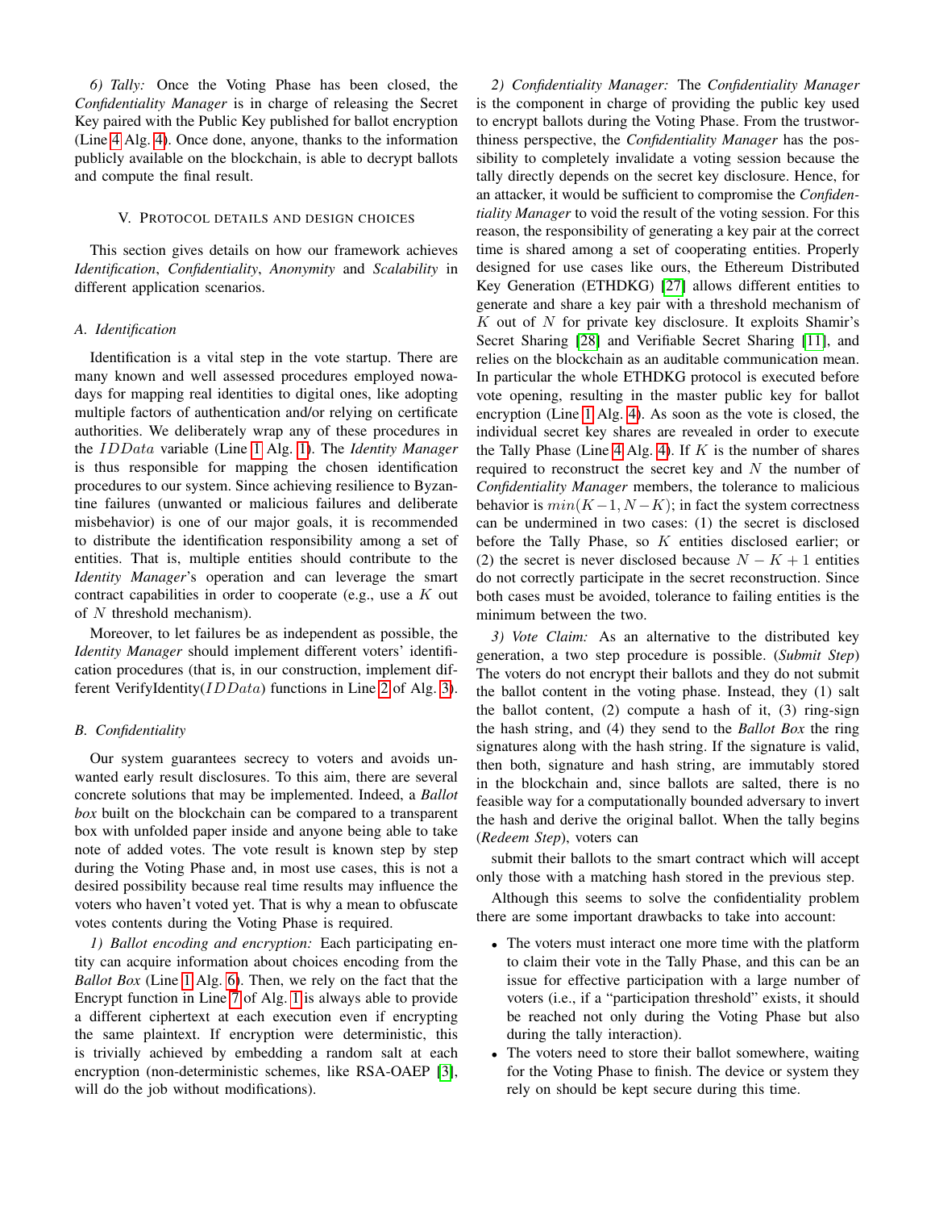*6) Tally:* Once the Voting Phase has been closed, the *Confidentiality Manager* is in charge of releasing the Secret Key paired with the Public Key published for ballot encryption (Line 4 Alg. 4). Once done, anyone, thanks to the information publicly available on the blockchain, is able to decrypt ballots and compute the final result.

## V. Protocol details and design choices

This section gives details on how our framework achieves *Identification*, *Confidentiality*, *Anonymity* and *Scalability* in different application scenarios.

### A. Identification

Identification is a vital step in the vote startup. There are many known and well assessed procedures employed nowadays for mapping real identities to digital ones, like adopting multiple factors of authentication and/or relying on certificate authorities. We deliberately wrap any of these procedures in the $IDData$ variable (Line 1 Alg. 1). The *Identity Manager* is thus responsible for mapping the chosen identification procedures to our system. Since achieving resilience to Byzantine failures (unwanted or malicious failures and deliberate misbehavior) is one of our major goals, it is recommended to distribute the identification responsibility among a set of entities. That is, multiple entities should contribute to the *Identity Manager*'s operation and can leverage the smart contract capabilities in order to cooperate (e.g., use a $K$ out of $N$ threshold mechanism).

Moreover, to let failures be as independent as possible, the *Identity Manager* should implement different voters' identification procedures (that is, in our construction, implement different VerifyIdentity($IDData$) functions in Line 2 of Alg. 3).

### B. Confidentiality

Our system guarantees secrecy to voters and avoids unwanted early result disclosures. To this aim, there are several concrete solutions that may be implemented. Indeed, a *Ballot box* built on the blockchain can be compared to a transparent box with unfolded paper inside and anyone being able to take note of added votes. The vote result is known step by step during the Voting Phase and, in most use cases, this is not a desired possibility because real time results may influence the voters who haven't voted yet. That is why a mean to obfuscate votes contents during the Voting Phase is required.

*1) Ballot encoding and encryption:* Each participating entity can acquire information about choices encoding from the *Ballot Box* (Line 1 Alg. 6). Then, we rely on the fact that the Encrypt function in Line 7 of Alg. 1 is always able to provide a different ciphertext at each execution even if encrypting the same plaintext. If encryption were deterministic, this is trivially achieved by embedding a random salt at each encryption (non-deterministic schemes, like RSA-OAEP [3], will do the job without modifications).

*2) Confidentiality Manager:* The *Confidentiality Manager* is the component in charge of providing the public key used to encrypt ballots during the Voting Phase. From the trustworthiness perspective, the *Confidentiality Manager* has the possibility to completely invalidate a voting session because the tally directly depends on the secret key disclosure. Hence, for an attacker, it would be sufficient to compromise the *Confidentiality Manager* to void the result of the voting session. For this reason, the responsibility of generating a key pair at the correct time is shared among a set of cooperating entities. Properly designed for use cases like ours, the Ethereum Distributed Key Generation (ETHDKG) [27] allows different entities to generate and share a key pair with a threshold mechanism of $K$ out of $N$ for private key disclosure. It exploits Shamir's Secret Sharing [28] and Verifiable Secret Sharing [11], and relies on the blockchain as an auditable communication mean. In particular the whole ETHDKG protocol is executed before vote opening, resulting in the master public key for ballot encryption (Line 1 Alg. 4). As soon as the vote is closed, the individual secret key shares are revealed in order to execute the Tally Phase (Line 4 Alg. 4). If $K$ is the number of shares required to reconstruct the secret key and $N$ the number of *Confidentiality Manager* members, the tolerance to malicious behavior is $min(K-1, N-K)$; in fact the system correctness can be undermined in two cases: (1) the secret is disclosed before the Tally Phase, so $K$ entities disclosed earlier; or (2) the secret is never disclosed because $N-K+1$ entities do not correctly participate in the secret reconstruction. Since both cases must be avoided, tolerance to failing entities is the minimum between the two.

*3) Vote Claim:* As an alternative to the distributed key generation, a two step procedure is possible. (*Submit Step*) The voters do not encrypt their ballots and they do not submit the ballot content in the voting phase. Instead, they (1) salt the ballot content, (2) compute a hash of it, (3) ring-sign the hash string, and (4) they send to the *Ballot Box* the ring signatures along with the hash string. If the signature is valid, then both, signature and hash string, are immutably stored in the blockchain and, since ballots are salted, there is no feasible way for a computationally bounded adversary to invert the hash and derive the original ballot. When the tally begins (*Redeem Step*), voters can submit their ballots to the smart contract which will accept only those with a matching hash stored in the previous step.

Although this seems to solve the confidentiality problem there are some important drawbacks to take into account:

- The voters must interact one more time with the platform to claim their vote in the Tally Phase, and this can be an issue for effective participation with a large number of voters (i.e., if a "participation threshold" exists, it should be reached not only during the Voting Phase but also during the tally interaction).
- The voters need to store their ballot somewhere, waiting for the Voting Phase to finish. The device or system they rely on should be kept secure during this time.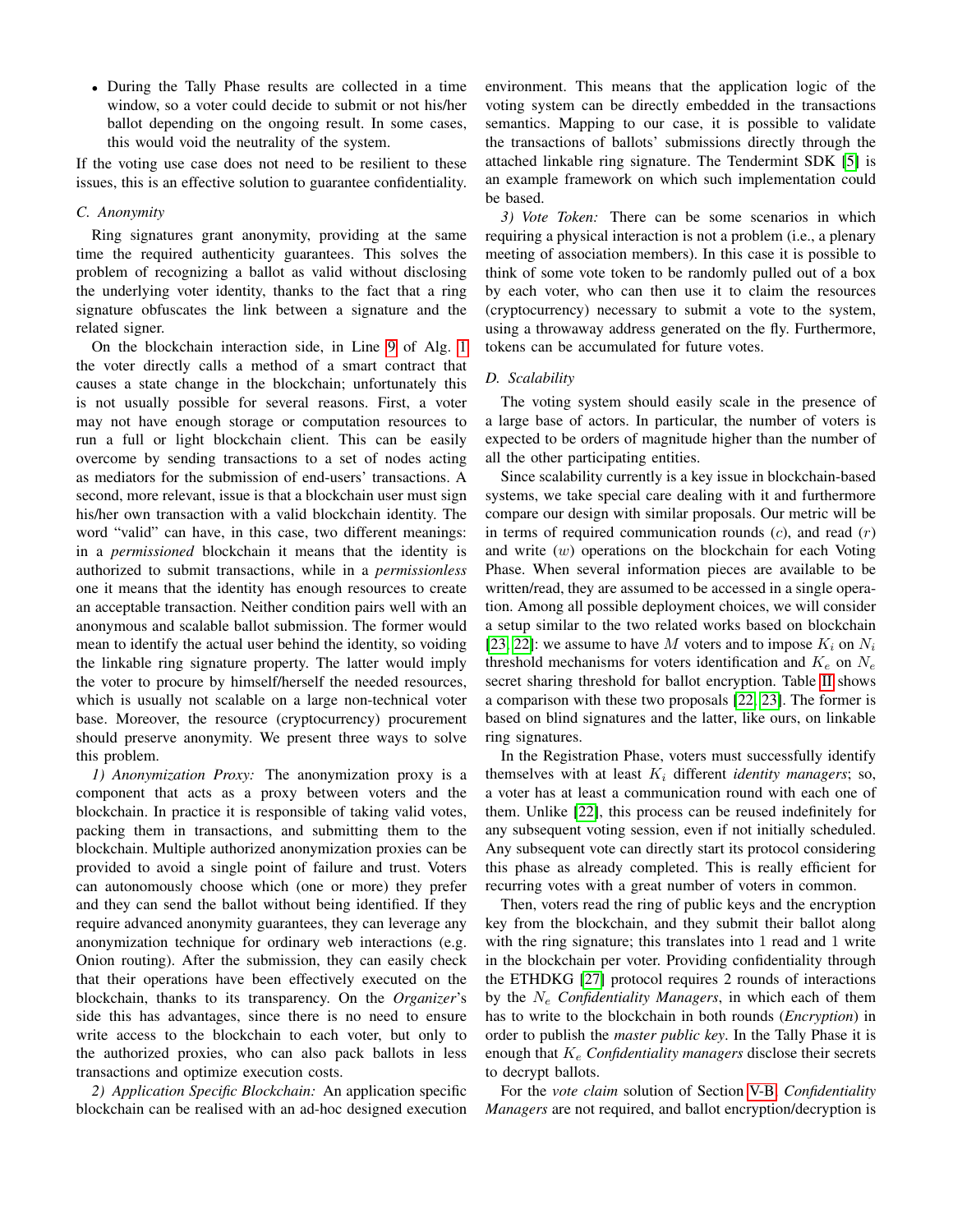- During the Tally Phase results are collected in a time window, so a voter could decide to submit or not his/her ballot depending on the ongoing result. In some cases, this would void the neutrality of the system.

If the voting use case does not need to be resilient to these issues, this is an effective solution to guarantee confidentiality.

### C. Anonymity

Ring signatures grant anonymity, providing at the same time the required authenticity guarantees. This solves the problem of recognizing a ballot as valid without disclosing the underlying voter identity, thanks to the fact that a ring signature obfuscates the link between a signature and the related signer.

On the blockchain interaction side, in Line 9 of Alg. 1 the voter directly calls a method of a smart contract that causes a state change in the blockchain; unfortunately this is not usually possible for several reasons. First, a voter may not have enough storage or computation resources to run a full or light blockchain client. This can be easily overcome by sending transactions to a set of nodes acting as mediators for the submission of end-users' transactions. A second, more relevant, issue is that a blockchain user must sign his/her own transaction with a valid blockchain identity. The word "valid" can have, in this case, two different meanings: in a *permissioned* blockchain it means that the identity is authorized to submit transactions, while in a *permissionless* one it means that the identity has enough resources to create an acceptable transaction. Neither condition pairs well with an anonymous and scalable ballot submission. The former would mean to identify the actual user behind the identity, so voiding the linkable ring signature property. The latter would imply the voter to procure by himself/herself the needed resources, which is usually not scalable on a large non-technical voter base. Moreover, the resource (cryptocurrency) procurement should preserve anonymity. We present three ways to solve this problem.

*1) Anonymization Proxy:* The anonymization proxy is a component that acts as a proxy between voters and the blockchain. In practice it is responsible of taking valid votes, packing them in transactions, and submitting them to the blockchain. Multiple authorized anonymization proxies can be provided to avoid a single point of failure and trust. Voters can autonomously choose which (one or more) they prefer and they can send the ballot without being identified. If they require advanced anonymity guarantees, they can leverage any anonymization technique for ordinary web interactions (e.g. Onion routing). After the submission, they can easily check that their operations have been effectively executed on the blockchain, thanks to its transparency. On the *Organizer*'s side this has advantages, since there is no need to ensure write access to the blockchain to each voter, but only to the authorized proxies, who can also pack ballots in less transactions and optimize execution costs.

*2) Application Specific Blockchain:* An application specific blockchain can be realised with an ad-hoc designed execution environment. This means that the application logic of the voting system can be directly embedded in the transactions semantics. Mapping to our case, it is possible to validate the transactions of ballots' submissions directly through the attached linkable ring signature. The Tendermint SDK [5] is an example framework on which such implementation could be based.

*3) Vote Token:* There can be some scenarios in which requiring a physical interaction is not a problem (i.e., a plenary meeting of association members). In this case it is possible to think of some vote token to be randomly pulled out of a box by each voter, who can then use it to claim the resources (cryptocurrency) necessary to submit a vote to the system, using a throwaway address generated on the fly. Furthermore, tokens can be accumulated for future votes.

### D. Scalability

The voting system should easily scale in the presence of a large base of actors. In particular, the number of voters is expected to be orders of magnitude higher than the number of all the other participating entities.

Since scalability currently is a key issue in blockchain-based systems, we take special care dealing with it and furthermore compare our design with similar proposals. Our metric will be in terms of required communication rounds ($c$), and read ($r$) and write ($w$) operations on the blockchain for each Voting Phase. When several information pieces are available to be written/read, they are assumed to be accessed in a single operation. Among all possible deployment choices, we will consider a setup similar to the two related works based on blockchain [23, 22]: we assume to have $M$ voters and to impose $K_i$ on $N_i$ threshold mechanisms for voters identification and $K_e$ on $N_e$ secret sharing threshold for ballot encryption. Table II shows a comparison with these two proposals [22, 23]. The former is based on blind signatures and the latter, like ours, on linkable ring signatures.

In the Registration Phase, voters must successfully identify themselves with at least $K_i$ different *identity managers*; so, a voter has at least a communication round with each one of them. Unlike [22], this process can be reused indefinitely for any subsequent voting session, even if not initially scheduled. Any subsequent vote can directly start its protocol considering this phase as already completed. This is really efficient for recurring votes with a great number of voters in common.

Then, voters read the ring of public keys and the encryption key from the blockchain, and they submit their ballot along with the ring signature; this translates into 1 read and 1 write in the blockchain per voter. Providing confidentiality through the ETHDKG [27] protocol requires 2 rounds of interactions by the $N_e$ *Confidentiality Managers*, in which each of them has to write to the blockchain in both rounds (*Encryption*) in order to publish the *master public key*. In the Tally Phase it is enough that $K_e$ *Confidentiality managers* disclose their secrets to decrypt ballots.

For the *vote claim* solution of Section V-B, *Confidentiality Managers* are not required, and ballot encryption/decryption is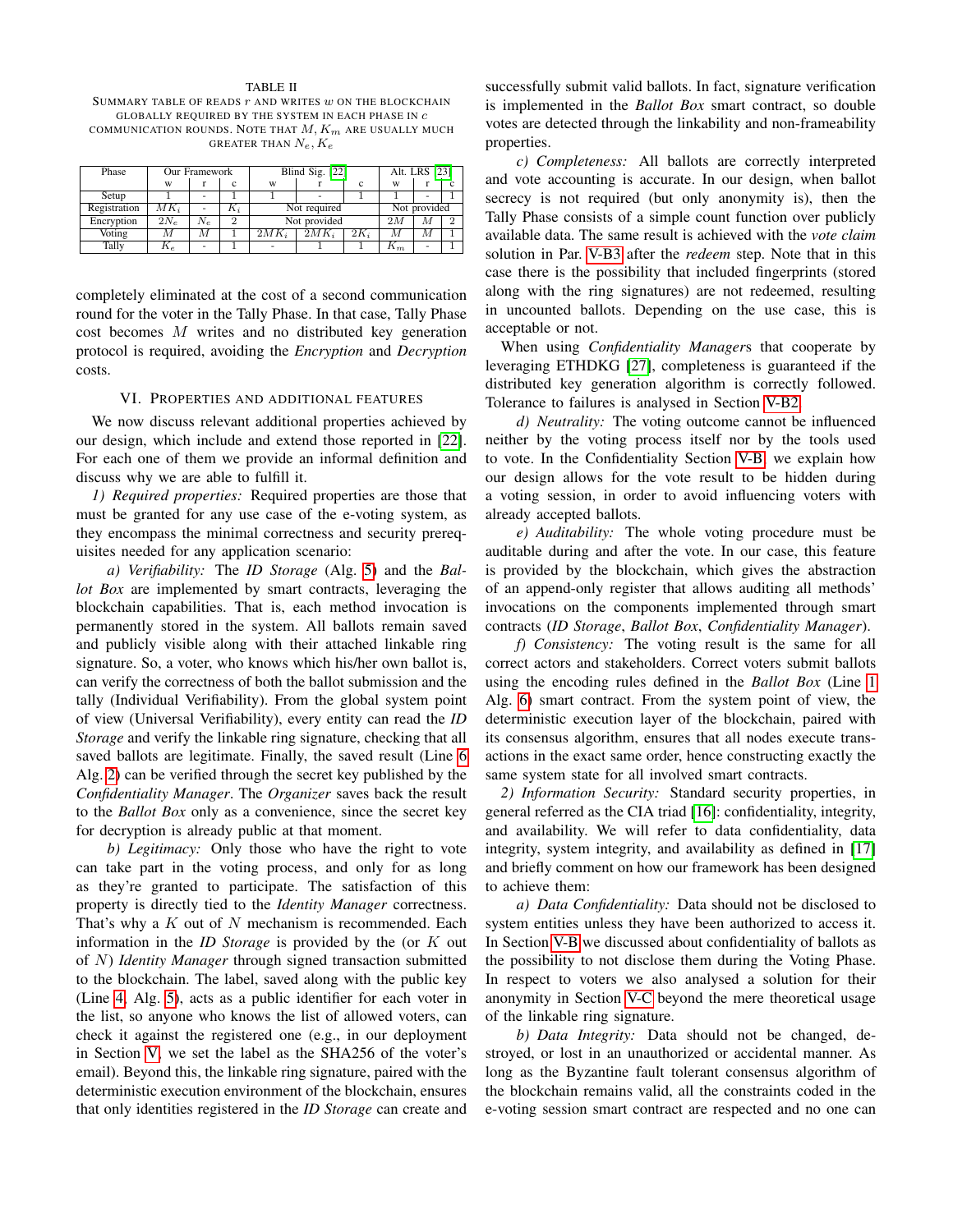TABLE II

SUMMARY TABLE OF READS $r$ AND WRITES $w$ ON THE BLOCKCHAIN GLOBALLY REQUIRED BY THE SYSTEM IN EACH PHASE IN $c$ COMMUNICATION ROUNDS. NOTE THAT $M, K_m$ ARE USUALLY MUCH GREATER THAN $N_e, K_e$

| Phase | Our Framework | | | Blind Sig. [22] | | | Alt. LRS [23] | | |
|---|---|---|---|---|---|---|---|---|---|
| | w | r | c | w | r | c | w | r | c |
| Setup | 1 | - | 1 | 1 | - | 1 | 1 | - | 1 |
| Registration | $MK_i$ | - | $K_i$ | Not required | | | Not provided | | |
| Encryption | $2N_e$ | $N_e$ | 2 | Not provided | | | $2M$ | $M$ | 2 |
| Voting | $M$ | $M$ | 1 | $2MK_i$ | $2MK_i$ | $2K_i$ | $M$ | $M$ | 1 |
| Tally | $K_e$ | - | 1 | - | 1 | 1 | $K_m$ | - | 1 |

completely eliminated at the cost of a second communication round for the voter in the Tally Phase. In that case, Tally Phase cost becomes $M$ writes and no distributed key generation protocol is required, avoiding the *Encryption* and *Decryption* costs.

## VI. Properties and additional features

We now discuss relevant additional properties achieved by our design, which include and extend those reported in [22]. For each one of them we provide an informal definition and discuss why we are able to fulfill it.

*1) Required properties:* Required properties are those that must be granted for any use case of the e-voting system, as they encompass the minimal correctness and security prerequisites needed for any application scenario:

*a) Verifiability:* The *ID Storage* (Alg. 5) and the *Ballot Box* are implemented by smart contracts, leveraging the blockchain capabilities. That is, each method invocation is permanently stored in the system. All ballots remain saved and publicly visible along with their attached linkable ring signature. So, a voter, who knows which his/her own ballot is, can verify the correctness of both the ballot submission and the tally (Individual Verifiability). From the global system point of view (Universal Verifiability), every entity can read the *ID Storage* and verify the linkable ring signature, checking that all saved ballots are legitimate. Finally, the saved result (Line 6 Alg. 2) can be verified through the secret key published by the *Confidentiality Manager*. The *Organizer* saves back the result to the *Ballot Box* only as a convenience, since the secret key for decryption is already public at that moment.

*b) Legitimacy:* Only those who have the right to vote can take part in the voting process, and only for as long as they're granted to participate. The satisfaction of this property is directly tied to the *Identity Manager* correctness. That's why a $K$ out of $N$ mechanism is recommended. Each information in the *ID Storage* is provided by the (or $K$ out of $N$) *Identity Manager* through signed transaction submitted to the blockchain. The label, saved along with the public key (Line 4, Alg. 5), acts as a public identifier for each voter in the list, so anyone who knows the list of allowed voters, can check it against the registered one (e.g., in our deployment in Section V, we set the label as the SHA256 of the voter's email). Beyond this, the linkable ring signature, paired with the deterministic execution environment of the blockchain, ensures that only identities registered in the *ID Storage* can create and successfully submit valid ballots. In fact, signature verification is implemented in the *Ballot Box* smart contract, so double votes are detected through the linkability and non-frameability properties.

*c) Completeness:* All ballots are correctly interpreted and vote accounting is accurate. In our design, when ballot secrecy is not required (but only anonymity is), then the Tally Phase consists of a simple count function over publicly available data. The same result is achieved with the *vote claim* solution in Par. V-B3 after the *redeem* step. Note that in this case there is the possibility that included fingerprints (stored along with the ring signatures) are not redeemed, resulting in uncounted ballots. Depending on the use case, this is acceptable or not.

When using *Confidentiality Manager*s that cooperate by leveraging ETHDKG [27], completeness is guaranteed if the distributed key generation algorithm is correctly followed. Tolerance to failures is analysed in Section V-B2.

*d) Neutrality:* The voting outcome cannot be influenced neither by the voting process itself nor by the tools used to vote. In the Confidentiality Section V-B, we explain how our design allows for the vote result to be hidden during a voting session, in order to avoid influencing voters with already accepted ballots.

*e) Auditability:* The whole voting procedure must be auditable during and after the vote. In our case, this feature is provided by the blockchain, which gives the abstraction of an append-only register that allows auditing all methods' invocations on the components implemented through smart contracts (*ID Storage*, *Ballot Box*, *Confidentiality Manager*).

*f) Consistency:* The voting result is the same for all correct actors and stakeholders. Correct voters submit ballots using the encoding rules defined in the *Ballot Box* (Line 1 Alg. 6) smart contract. From the system point of view, the deterministic execution layer of the blockchain, paired with its consensus algorithm, ensures that all nodes execute transactions in the exact same order, hence constructing exactly the same system state for all involved smart contracts.

*2) Information Security:* Standard security properties, in general referred as the CIA triad [16]: confidentiality, integrity, and availability. We will refer to data confidentiality, data integrity, system integrity, and availability as defined in [17] and briefly comment on how our framework has been designed to achieve them:

*a) Data Confidentiality:* Data should not be disclosed to system entities unless they have been authorized to access it. In Section V-B we discussed about confidentiality of ballots as the possibility to not disclose them during the Voting Phase. In respect to voters we also analysed a solution for their anonymity in Section V-C beyond the mere theoretical usage of the linkable ring signature.

*b) Data Integrity:* Data should not be changed, destroyed, or lost in an unauthorized or accidental manner. As long as the Byzantine fault tolerant consensus algorithm of the blockchain remains valid, all the constraints coded in the e-voting session smart contract are respected and no one can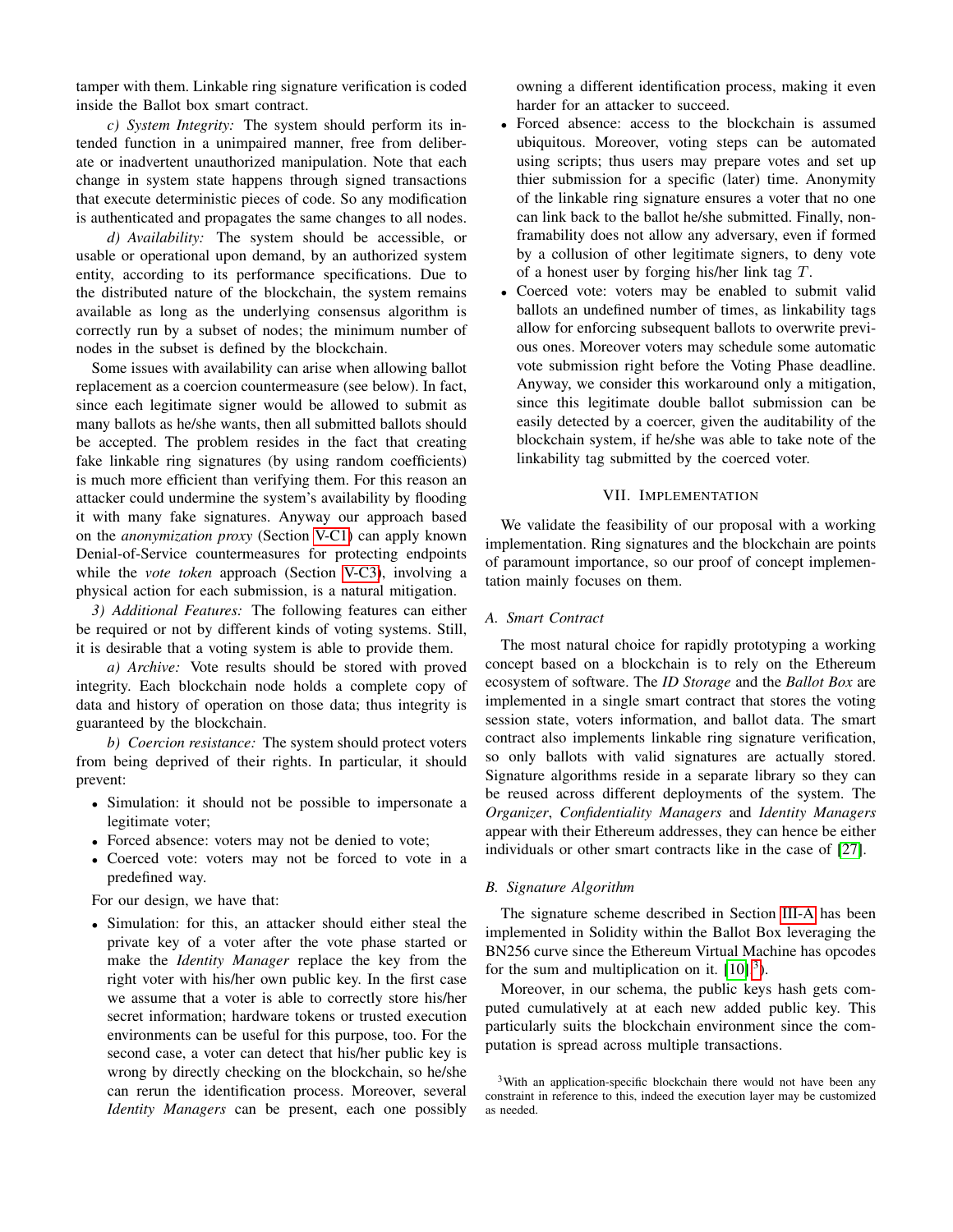tamper with them. Linkable ring signature verification is coded inside the Ballot box smart contract.

*c) System Integrity:* The system should perform its intended function in a unimpaired manner, free from deliberate or inadvertent unauthorized manipulation. Note that each change in system state happens through signed transactions that execute deterministic pieces of code. So any modification is authenticated and propagates the same changes to all nodes.

*d) Availability:* The system should be accessible, or usable or operational upon demand, by an authorized system entity, according to its performance specifications. Due to the distributed nature of the blockchain, the system remains available as long as the underlying consensus algorithm is correctly run by a subset of nodes; the minimum number of nodes in the subset is defined by the blockchain.

Some issues with availability can arise when allowing ballot replacement as a coercion countermeasure (see below). In fact, since each legitimate signer would be allowed to submit as many ballots as he/she wants, then all submitted ballots should be accepted. The problem resides in the fact that creating fake linkable ring signatures (by using random coefficients) is much more efficient than verifying them. For this reason an attacker could undermine the system's availability by flooding it with many fake signatures. Anyway our approach based on the *anonymization proxy* (Section V-C1) can apply known Denial-of-Service countermeasures for protecting endpoints while the *vote token* approach (Section V-C3), involving a physical action for each submission, is a natural mitigation.

*3) Additional Features:* The following features can either be required or not by different kinds of voting systems. Still, it is desirable that a voting system is able to provide them.

*a) Archive:* Vote results should be stored with proved integrity. Each blockchain node holds a complete copy of data and history of operation on those data; thus integrity is guaranteed by the blockchain.

*b) Coercion resistance:* The system should protect voters from being deprived of their rights. In particular, it should prevent:

- Simulation: it should not be possible to impersonate a legitimate voter;
- Forced absence: voters may not be denied to vote;
- Coerced vote: voters may not be forced to vote in a predefined way.

For our design, we have that:

- Simulation: for this, an attacker should either steal the private key of a voter after the vote phase started or make the *Identity Manager* replace the key from the right voter with his/her own public key. In the first case we assume that a voter is able to correctly store his/her secret information; hardware tokens or trusted execution environments can be useful for this purpose, too. For the second case, a voter can detect that his/her public key is wrong by directly checking on the blockchain, so he/she can rerun the identification process. Moreover, several *Identity Managers* can be present, each one possibly owning a different identification process, making it even harder for an attacker to succeed.
- Forced absence: access to the blockchain is assumed ubiquitous. Moreover, voting steps can be automated using scripts; thus users may prepare votes and set up thier submission for a specific (later) time. Anonymity of the linkable ring signature ensures a voter that no one can link back to the ballot he/she submitted. Finally, non-framability does not allow any adversary, even if formed by a collusion of other legitimate signers, to deny vote of a honest user by forging his/her link tag $T$.
- Coerced vote: voters may be enabled to submit valid ballots an undefined number of times, as linkability tags allow for enforcing subsequent ballots to overwrite previous ones. Moreover voters may schedule some automatic vote submission right before the Voting Phase deadline. Anyway, we consider this workaround only a mitigation, since this legitimate double ballot submission can be easily detected by a coercer, given the auditability of the blockchain system, if he/she was able to take note of the linkability tag submitted by the coerced voter.

## VII. Implementation

We validate the feasibility of our proposal with a working implementation. Ring signatures and the blockchain are points of paramount importance, so our proof of concept implementation mainly focuses on them.

### A. Smart Contract

The most natural choice for rapidly prototyping a working concept based on a blockchain is to rely on the Ethereum ecosystem of software. The *ID Storage* and the *Ballot Box* are implemented in a single smart contract that stores the voting session state, voters information, and ballot data. The smart contract also implements linkable ring signature verification, so only ballots with valid signatures are actually stored. Signature algorithms reside in a separate library so they can be reused across different deployments of the system. The *Organizer*, *Confidentiality Managers* and *Identity Managers* appear with their Ethereum addresses, they can hence be either individuals or other smart contracts like in the case of [27].

### B. Signature Algorithm

The signature scheme described in Section III-A has been implemented in Solidity within the Ballot Box leveraging the BN256 curve since the Ethereum Virtual Machine has opcodes for the sum and multiplication on it. [10][3]).

Moreover, in our schema, the public keys hash gets computed cumulatively at at each new added public key. This particularly suits the blockchain environment since the computation is spread across multiple transactions.

[3]With an application-specific blockchain there would not have been any constraint in reference to this, indeed the execution layer may be customized as needed.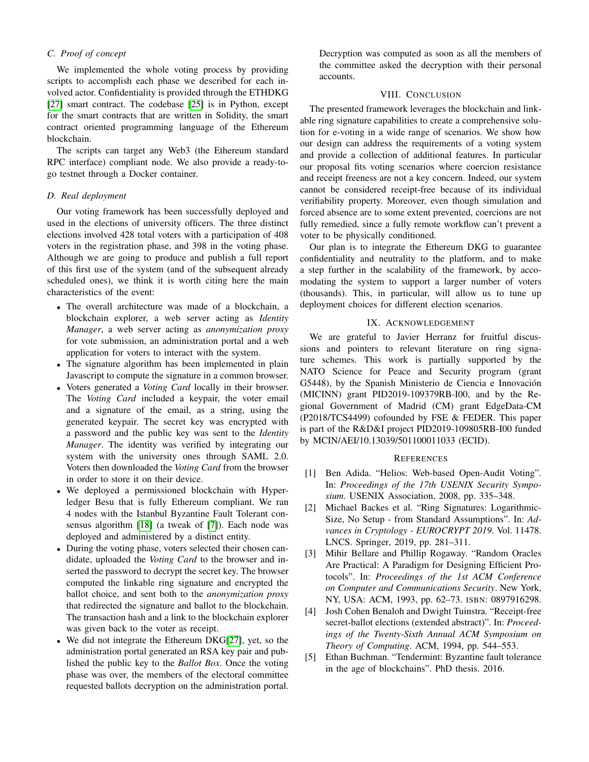### C. Proof of concept

We implemented the whole voting process by providing scripts to accomplish each phase we described for each involved actor. Confidentiality is provided through the ETHDKG [27] smart contract. The codebase [25] is in Python, except for the smart contracts that are written in Solidity, the smart contract oriented programming language of the Ethereum blockchain.

The scripts can target any Web3 (the Ethereum standard RPC interface) compliant node. We also provide a ready-to-go testnet through a Docker container.

### D. Real deployment

Our voting framework has been successfully deployed and used in the elections of university officers. The three distinct elections involved 428 total voters with a participation of 408 voters in the registration phase, and 398 in the voting phase. Although we are going to produce and publish a full report of this first use of the system (and of the subsequent already scheduled ones), we think it is worth citing here the main characteristics of the event:

- The overall architecture was made of a blockchain, a blockchain explorer, a web server acting as *Identity Manager*, a web server acting as *anonymization proxy* for vote submission, an administration portal and a web application for voters to interact with the system.
- The signature algorithm has been implemented in plain Javascript to compute the signature in a common browser.
- Voters generated a *Voting Card* locally in their browser. The *Voting Card* included a keypair, the voter email and a signature of the email, as a string, using the generated keypair. The secret key was encrypted with a password and the public key was sent to the *Identity Manager*. The identity was verified by integrating our system with the university ones through SAML 2.0. Voters then downloaded the *Voting Card* from the browser in order to store it on their device.
- We deployed a permissioned blockchain with Hyperledger Besu that is fully Ethereum compliant. We ran 4 nodes with the Istanbul Byzantine Fault Tolerant consensus algorithm [18] (a tweak of [7]). Each node was deployed and administered by a distinct entity.
- During the voting phase, voters selected their chosen candidate, uploaded the *Voting Card* to the browser and inserted the password to decrypt the secret key. The browser computed the linkable ring signature and encrypted the ballot choice, and sent both to the *anonymization proxy* that redirected the signature and ballot to the blockchain. The transaction hash and a link to the blockchain explorer was given back to the voter as receipt.
- We did not integrate the Ethereum DKG[27], yet, so the administration portal generated an RSA key pair and published the public key to the *Ballot Box*. Once the voting phase was over, the members of the electoral committee requested ballots decryption on the administration portal. Decryption was computed as soon as all the members of the committee asked the decryption with their personal accounts.

## VIII. Conclusion

The presented framework leverages the blockchain and linkable ring signature capabilities to create a comprehensive solution for e-voting in a wide range of scenarios. We show how our design can address the requirements of a voting system and provide a collection of additional features. In particular our proposal fits voting scenarios where coercion resistance and receipt freeness are not a key concern. Indeed, our system cannot be considered receipt-free because of its individual verifiability property. Moreover, even though simulation and forced absence are to some extent prevented, coercions are not fully remedied, since a fully remote workflow can't prevent a voter to be physically conditioned.

Our plan is to integrate the Ethereum DKG to guarantee confidentiality and neutrality to the platform, and to make a step further in the scalability of the framework, by accomodating the system to support a larger number of voters (thousands). This, in particular, will allow us to tune up deployment choices for different election scenarios.

## IX. Acknowledgement

We are grateful to Javier Herranz for fruitful discussions and pointers to relevant literature on ring signature schemes. This work is partially supported by the NATO Science for Peace and Security program (grant G5448), by the Spanish Ministerio de Ciencia e Innovación (MICINN) grant PID2019-109379RB-I00, and by the Regional Government of Madrid (CM) grant EdgeData-CM (P2018/TCS4499) cofounded by FSE & FEDER. This paper is part of the R&D&I project PID2019-109805RB-I00 funded by MCIN/AEI/10.13039/501100011033 (ECID).

## References

[1] Ben Adida. "Helios: Web-based Open-Audit Voting". In: *Proceedings of the 17th USENIX Security Symposium*. USENIX Association, 2008, pp. 335–348.

[2] Michael Backes et al. "Ring Signatures: Logarithmic-Size, No Setup - from Standard Assumptions". In: *Advances in Cryptology - EUROCRYPT 2019*. Vol. 11478. LNCS. Springer, 2019, pp. 281–311.

[3] Mihir Bellare and Phillip Rogaway. "Random Oracles Are Practical: A Paradigm for Designing Efficient Protocols". In: *Proceedings of the 1st ACM Conference on Computer and Communications Security*. New York, NY, USA: ACM, 1993, pp. 62–73. ISBN: 0897916298.

[4] Josh Cohen Benaloh and Dwight Tuinstra. "Receipt-free secret-ballot elections (extended abstract)". In: *Proceedings of the Twenty-Sixth Annual ACM Symposium on Theory of Computing*. ACM, 1994, pp. 544–553.

[5] Ethan Buchman. "Tendermint: Byzantine fault tolerance in the age of blockchains". PhD thesis. 2016.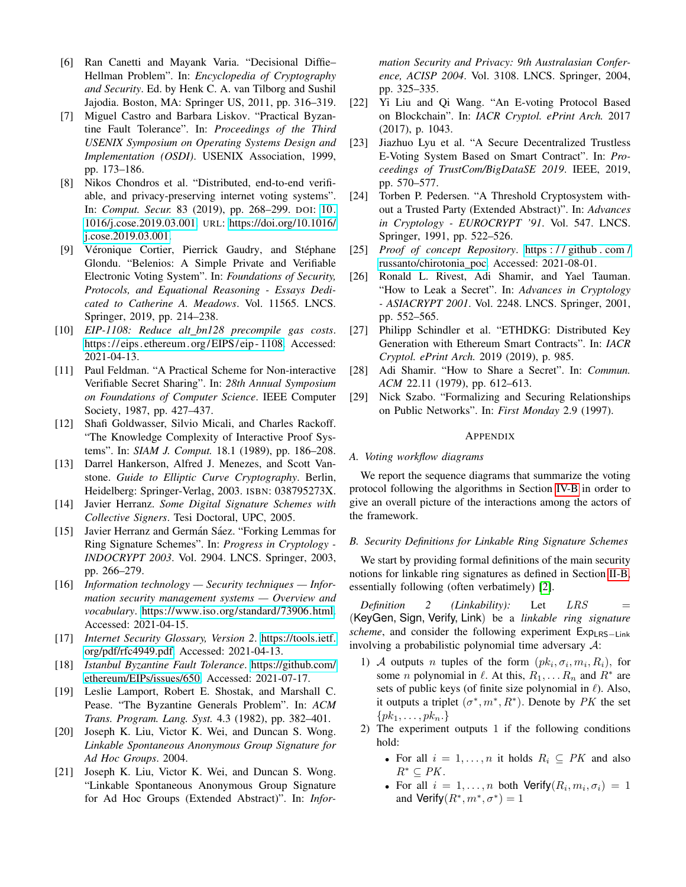[6] Ran Canetti and Mayank Varia. "Decisional Diffie–Hellman Problem". In: *Encyclopedia of Cryptography and Security*. Ed. by Henk C. A. van Tilborg and Sushil Jajodia. Boston, MA: Springer US, 2011, pp. 316–319.

[7] Miguel Castro and Barbara Liskov. "Practical Byzantine Fault Tolerance". In: *Proceedings of the Third USENIX Symposium on Operating Systems Design and Implementation (OSDI)*. USENIX Association, 1999, pp. 173–186.

[8] Nikos Chondros et al. "Distributed, end-to-end verifiable, and privacy-preserving internet voting systems". In: *Comput. Secur.* 83 (2019), pp. 268–299. DOI: 10.1016/j.cose.2019.03.001. URL: https://doi.org/10.1016/j.cose.2019.03.001.

[9] Véronique Cortier, Pierrick Gaudry, and Stéphane Glondu. "Belenios: A Simple Private and Verifiable Electronic Voting System". In: *Foundations of Security, Protocols, and Equational Reasoning - Essays Dedicated to Catherine A. Meadows*. Vol. 11565. LNCS. Springer, 2019, pp. 214–238.

[10] *EIP-1108: Reduce alt_bn128 precompile gas costs*. https://eips.ethereum.org/EIPS/eip-1108. Accessed: 2021-04-13.

[11] Paul Feldman. "A Practical Scheme for Non-interactive Verifiable Secret Sharing". In: *28th Annual Symposium on Foundations of Computer Science*. IEEE Computer Society, 1987, pp. 427–437.

[12] Shafi Goldwasser, Silvio Micali, and Charles Rackoff. "The Knowledge Complexity of Interactive Proof Systems". In: *SIAM J. Comput.* 18.1 (1989), pp. 186–208.

[13] Darrel Hankerson, Alfred J. Menezes, and Scott Vanstone. *Guide to Elliptic Curve Cryptography*. Berlin, Heidelberg: Springer-Verlag, 2003. ISBN: 038795273X.

[14] Javier Herranz. *Some Digital Signature Schemes with Collective Signers*. Tesi Doctoral, UPC, 2005.

[15] Javier Herranz and Germán Sáez. "Forking Lemmas for Ring Signature Schemes". In: *Progress in Cryptology - INDOCRYPT 2003*. Vol. 2904. LNCS. Springer, 2003, pp. 266–279.

[16] *Information technology — Security techniques — Information security management systems — Overview and vocabulary*. https://www.iso.org/standard/73906.html. Accessed: 2021-04-15.

[17] *Internet Security Glossary, Version 2*. https://tools.ietf.org/pdf/rfc4949.pdf. Accessed: 2021-04-13.

[18] *Istanbul Byzantine Fault Tolerance*. https://github.com/ethereum/EIPs/issues/650. Accessed: 2021-07-17.

[19] Leslie Lamport, Robert E. Shostak, and Marshall C. Pease. "The Byzantine Generals Problem". In: *ACM Trans. Program. Lang. Syst.* 4.3 (1982), pp. 382–401.

[20] Joseph K. Liu, Victor K. Wei, and Duncan S. Wong. *Linkable Spontaneous Anonymous Group Signature for Ad Hoc Groups*. 2004.

[21] Joseph K. Liu, Victor K. Wei, and Duncan S. Wong. "Linkable Spontaneous Anonymous Group Signature for Ad Hoc Groups (Extended Abstract)". In: *Information Security and Privacy: 9th Australasian Conference, ACISP 2004*. Vol. 3108. LNCS. Springer, 2004, pp. 325–335.

[22] Yi Liu and Qi Wang. "An E-voting Protocol Based on Blockchain". In: *IACR Cryptol. ePrint Arch.* 2017 (2017), p. 1043.

[23] Jiazhuo Lyu et al. "A Secure Decentralized Trustless E-Voting System Based on Smart Contract". In: *Proceedings of TrustCom/BigDataSE 2019*. IEEE, 2019, pp. 570–577.

[24] Torben P. Pedersen. "A Threshold Cryptosystem without a Trusted Party (Extended Abstract)". In: *Advances in Cryptology - EUROCRYPT '91*. Vol. 547. LNCS. Springer, 1991, pp. 522–526.

[25] *Proof of concept Repository*. https://github.com/russanto/chirotonia_poc. Accessed: 2021-08-01.

[26] Ronald L. Rivest, Adi Shamir, and Yael Tauman. "How to Leak a Secret". In: *Advances in Cryptology - ASIACRYPT 2001*. Vol. 2248. LNCS. Springer, 2001, pp. 552–565.

[27] Philipp Schindler et al. "ETHDKG: Distributed Key Generation with Ethereum Smart Contracts". In: *IACR Cryptol. ePrint Arch.* 2019 (2019), p. 985.

[28] Adi Shamir. "How to Share a Secret". In: *Commun. ACM* 22.11 (1979), pp. 612–613.

[29] Nick Szabo. "Formalizing and Securing Relationships on Public Networks". In: *First Monday* 2.9 (1997).

# APPENDIX

## A. Voting workflow diagrams

We report the sequence diagrams that summarize the voting protocol following the algorithms in Section IV-B in order to give an overall picture of the interactions among the actors of the framework.

## B. Security Definitions for Linkable Ring Signature Schemes

We start by providing formal definitions of the main security notions for linkable ring signatures as defined in Section II-B, essentially following (often verbatimely) [2].

*Definition 2 (Linkability):* Let $LRS = (\mathsf{KeyGen}, \mathsf{Sign}, \mathsf{Verify}, \mathsf{Link})$ be a *linkable ring signature scheme*, and consider the following experiment $\mathsf{Exp}_{\mathsf{LRS-Link}}$ involving a probabilistic polynomial time adversary $\mathcal{A}$:

1) $\mathcal{A}$ outputs $n$ tuples of the form $(pk_i, \sigma_i, m_i, R_i)$, for some $n$ polynomial in $\ell$. At this, $R_1, \dots R_n$ and $R^*$ are sets of public keys (of finite size polynomial in $\ell$). Also, it outputs a triplet $(\sigma^*, m^*, R^*)$. Denote by $PK$ the set $\{pk_1, \dots, pk_n.\}$
2) The experiment outputs 1 if the following conditions hold:
   - For all $i = 1, \dots, n$ it holds $R_i \subseteq PK$ and also $R^* \subseteq PK$.
   - For all $i = 1, \dots, n$ both $\mathsf{Verify}(R_i, m_i, \sigma_i) = 1$ and $\mathsf{Verify}(R^*, m^*, \sigma^*) = 1$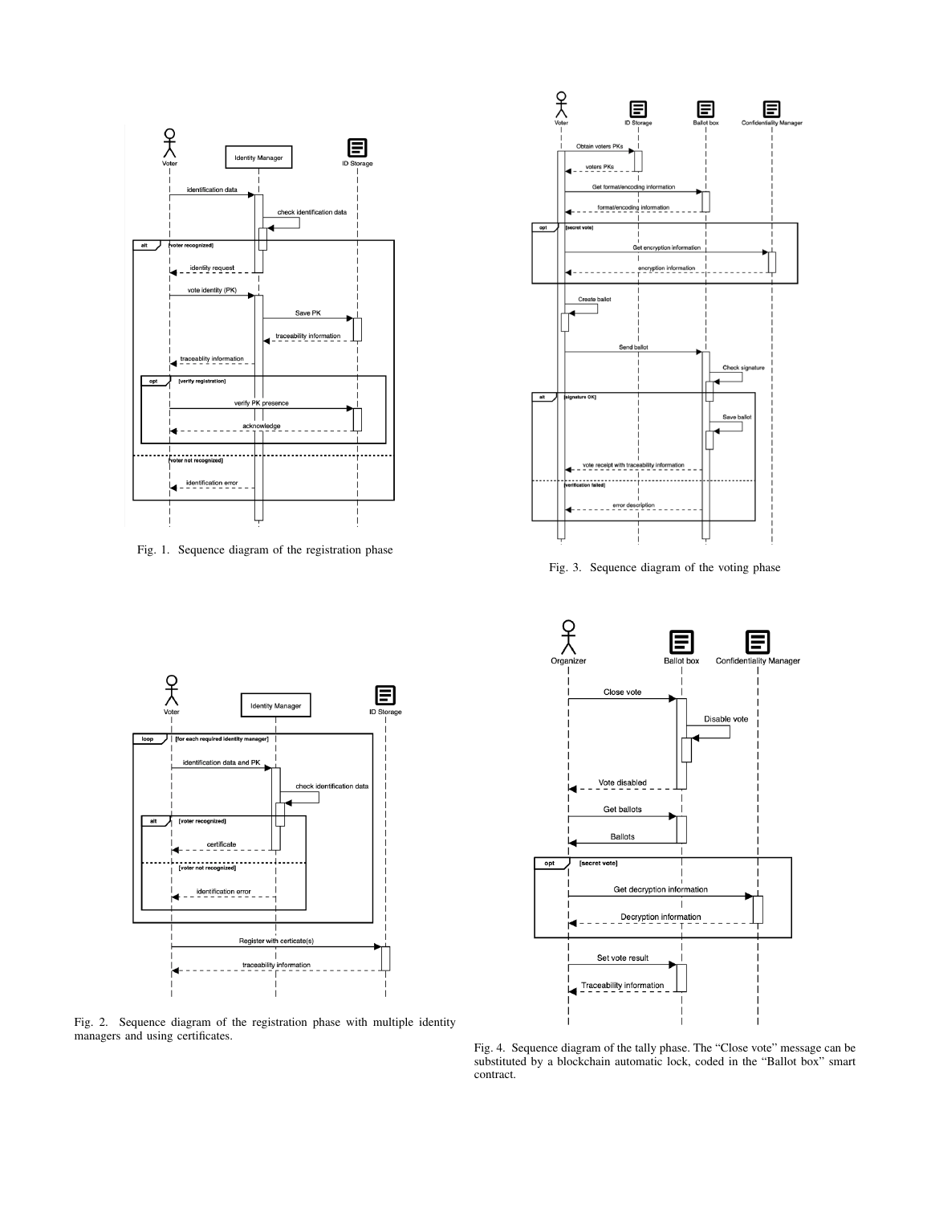Fig. 1. Sequence diagram of the registration phase

Fig. 3. Sequence diagram of the voting phase

Fig. 2. Sequence diagram of the registration phase with multiple identity managers and using certificates.

Fig. 4. Sequence diagram of the tally phase. The "Close vote" message can be substituted by a blockchain automatic lock, coded in the "Ballot box" smart contract.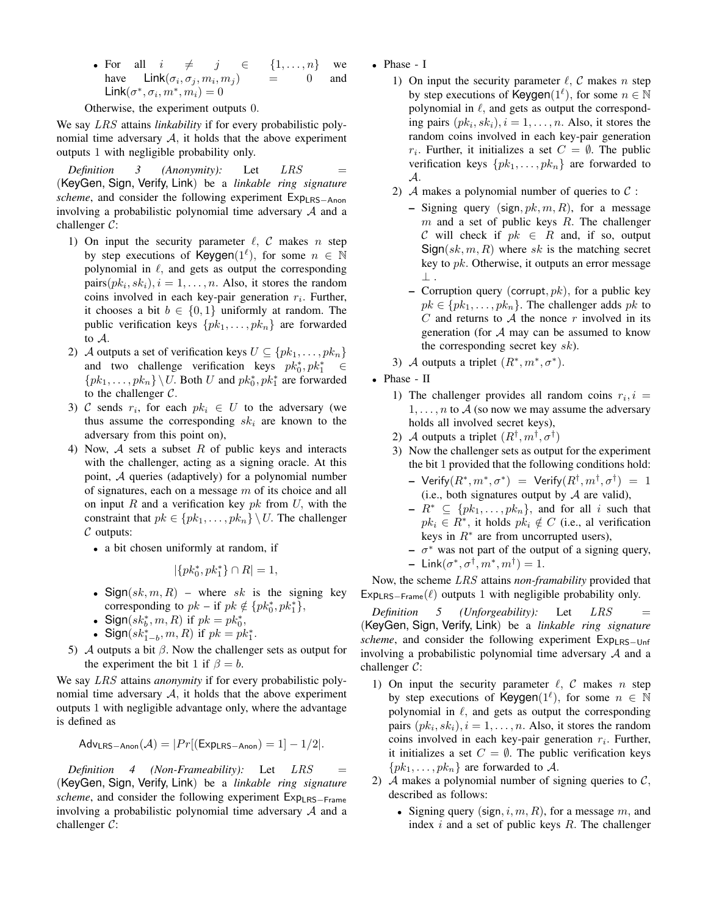- For all $i \neq j \in \{1, \ldots, n\}$ we have $\mathsf{Link}(\sigma_i, \sigma_j, m_i, m_j) = 0$ and $\mathsf{Link}(\sigma^*, \sigma_i, m^*, m_i) = 0$

  Otherwise, the experiment outputs 0.

We say $LRS$ attains *linkability* if for every probabilistic polynomial time adversary $\mathcal{A}$, it holds that the above experiment outputs 1 with negligible probability only.

*Definition 3 (Anonymity):* Let $LRS = (\mathsf{KeyGen}, \mathsf{Sign}, \mathsf{Verify}, \mathsf{Link})$ be a *linkable ring signature scheme*, and consider the following experiment $\mathsf{Exp}_{\mathsf{LRS-Anon}}$ involving a probabilistic polynomial time adversary $\mathcal{A}$ and a challenger $\mathcal{C}$:

1) On input the security parameter $\ell$, $\mathcal{C}$ makes $n$ step by step executions of $\mathsf{Keygen}(1^\ell)$, for some $n \in \mathbb{N}$ polynomial in $\ell$, and gets as output the corresponding pairs$(pk_i, sk_i), i = 1, \ldots, n$. Also, it stores the random coins involved in each key-pair generation $r_i$. Further, it chooses a bit $b \in \{0, 1\}$ uniformly at random. The public verification keys $\{pk_1, \ldots, pk_n\}$ are forwarded to $\mathcal{A}$.
2) $\mathcal{A}$ outputs a set of verification keys $U \subseteq \{pk_1, \ldots, pk_n\}$ and two challenge verification keys $pk_0^*, pk_1^* \in \{pk_1, \ldots, pk_n\} \setminus U$. Both $U$ and $pk_0^*, pk_1^*$ are forwarded to the challenger $\mathcal{C}$.
3) $\mathcal{C}$ sends $r_i$, for each $pk_i \in U$ to the adversary (we thus assume the corresponding $sk_i$ are known to the adversary from this point on),
4) Now, $\mathcal{A}$ sets a subset $R$ of public keys and interacts with the challenger, acting as a signing oracle. At this point, $\mathcal{A}$ queries (adaptively) for a polynomial number of signatures, each on a message $m$ of its choice and all on input $R$ and a verification key $pk$ from $U$, with the constraint that $pk \in \{pk_1, \ldots, pk_n\} \setminus U$. The challenger $\mathcal{C}$ outputs:
   - a bit chosen uniformly at random, if
   $$|\{pk_0^*, pk_1^*\} \cap R| = 1,$$
   - $\mathsf{Sign}(sk, m, R)$ – where $sk$ is the signing key corresponding to $pk$ – if $pk \notin \{pk_0^*, pk_1^*\}$,
   - $\mathsf{Sign}(sk_b^*, m, R)$ if $pk = pk_0^*$,
   - $\mathsf{Sign}(sk_{1-b}^*, m, R)$ if $pk = pk_1^*$.
5) $\mathcal{A}$ outputs a bit $\beta$. Now the challenger sets as output for the experiment the bit 1 if $\beta = b$.

We say $LRS$ attains *anonymity* if for every probabilistic polynomial time adversary $\mathcal{A}$, it holds that the above experiment outputs 1 with negligible advantage only, where the advantage is defined as

$$\mathsf{Adv}_{\mathsf{LRS-Anon}}(\mathcal{A}) = |Pr[(\mathsf{Exp}_{\mathsf{LRS-Anon}}) = 1] - 1/2|.$$

*Definition 4 (Non-Frameability):* Let $LRS = (\mathsf{KeyGen}, \mathsf{Sign}, \mathsf{Verify}, \mathsf{Link})$ be a *linkable ring signature scheme*, and consider the following experiment $\mathsf{Exp}_{\mathsf{LRS-Frame}}$ involving a probabilistic polynomial time adversary $\mathcal{A}$ and a challenger $\mathcal{C}$:

- Phase - I
  1) On input the security parameter $\ell$, $\mathcal{C}$ makes $n$ step by step executions of $\mathsf{Keygen}(1^\ell)$, for some $n \in \mathbb{N}$ polynomial in $\ell$, and gets as output the corresponding pairs $(pk_i, sk_i), i = 1, \ldots, n$. Also, it stores the random coins involved in each key-pair generation $r_i$. Further, it initializes a set $C = \emptyset$. The public verification keys $\{pk_1, \ldots, pk_n\}$ are forwarded to $\mathcal{A}$.
  2) $\mathcal{A}$ makes a polynomial number of queries to $\mathcal{C}$ :
     – Signing query $(\mathsf{sign}, pk, m, R)$, for a message $m$ and a set of public keys $R$. The challenger $\mathcal{C}$ will check if $pk \in R$ and, if so, output $\mathsf{Sign}(sk, m, R)$ where $sk$ is the matching secret key to $pk$. Otherwise, it outputs an error message $\perp$ .
     – Corruption query $(\mathsf{corrupt}, pk)$, for a public key $pk \in \{pk_1, \ldots, pk_n\}$. The challenger adds $pk$ to $C$ and returns to $\mathcal{A}$ the nonce $r$ involved in its generation (for $\mathcal{A}$ may can be assumed to know the corresponding secret key $sk$).
  3) $\mathcal{A}$ outputs a triplet $(R^*, m^*, \sigma^*)$.
- Phase - II
  1) The challenger provides all random coins $r_i, i = 1, \ldots, n$ to $\mathcal{A}$ (so now we may assume the adversary holds all involved secret keys),
  2) $\mathcal{A}$ outputs a triplet $(R^\dagger, m^\dagger, \sigma^\dagger)$
  3) Now the challenger sets as output for the experiment the bit 1 provided that the following conditions hold:
     – $\mathsf{Verify}(R^*, m^*, \sigma^*) = \mathsf{Verify}(R^\dagger, m^\dagger, \sigma^\dagger) = 1$ (i.e., both signatures output by $\mathcal{A}$ are valid),
     – $R^* \subseteq \{pk_1, \ldots, pk_n\}$, and for all $i$ such that $pk_i \in R^*$, it holds $pk_i \notin C$ (i.e., al verification keys in $R^*$ are from uncorrupted users),
     – $\sigma^*$ was not part of the output of a signing query,
     – $\mathsf{Link}(\sigma^*, \sigma^\dagger, m^*, m^\dagger) = 1$.

Now, the scheme $LRS$ attains *non-framability* provided that $\mathsf{Exp}_{\mathsf{LRS-Frame}}(\ell)$ outputs 1 with negligible probability only.

*Definition 5 (Unforgeability):* Let $LRS = (\mathsf{KeyGen}, \mathsf{Sign}, \mathsf{Verify}, \mathsf{Link})$ be a *linkable ring signature scheme*, and consider the following experiment $\mathsf{Exp}_{\mathsf{LRS-Unf}}$ involving a probabilistic polynomial time adversary $\mathcal{A}$ and a challenger $\mathcal{C}$:

1) On input the security parameter $\ell$, $\mathcal{C}$ makes $n$ step by step executions of $\mathsf{Keygen}(1^\ell)$, for some $n \in \mathbb{N}$ polynomial in $\ell$, and gets as output the corresponding pairs $(pk_i, sk_i), i = 1, \ldots, n$. Also, it stores the random coins involved in each key-pair generation $r_i$. Further, it initializes a set $C = \emptyset$. The public verification keys $\{pk_1, \ldots, pk_n\}$ are forwarded to $\mathcal{A}$.
2) $\mathcal{A}$ makes a polynomial number of signing queries to $\mathcal{C}$, described as follows:
   - Signing query $(\mathsf{sign}, i, m, R)$, for a message $m$, and index $i$ and a set of public keys $R$. The challenger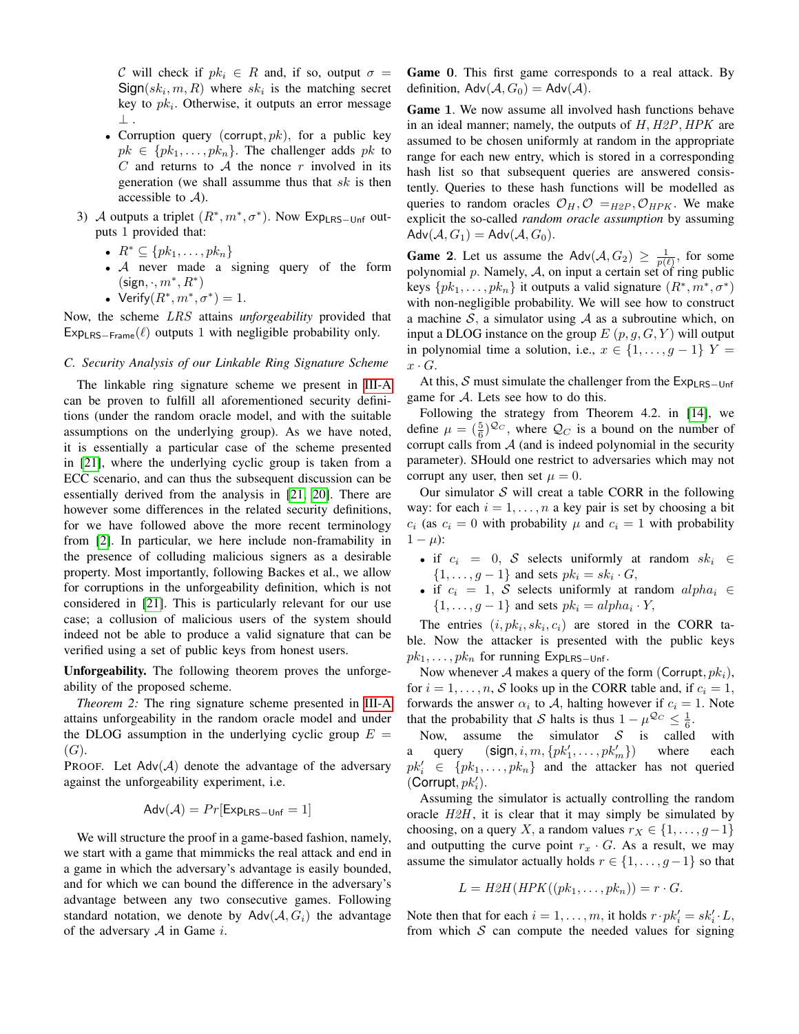$\mathcal{C}$ will check if $pk_i \in R$ and, if so, output $\sigma = \mathsf{Sign}(sk_i, m, R)$ where $sk_i$ is the matching secret key to $pk_i$. Otherwise, it outputs an error message $\perp$.

- Corruption query $(\mathsf{corrupt}, pk)$, for a public key $pk \in \{pk_1, \ldots, pk_n\}$. The challenger adds $pk$ to $C$ and returns to $\mathcal{A}$ the nonce $r$ involved in its generation (we shall assumme thus that $sk$ is then accessible to $\mathcal{A}$).

3) $\mathcal{A}$ outputs a triplet $(R^*, m^*, \sigma^*)$. Now $\mathsf{Exp}_{\mathsf{LRS-Unf}}$ outputs 1 provided that:
   - $R^* \subseteq \{pk_1, \ldots, pk_n\}$
   - $\mathcal{A}$ never made a signing query of the form $(\mathsf{sign}, \cdot, m^*, R^*)$
   - $\mathsf{Verify}(R^*, m^*, \sigma^*) = 1$.

Now, the scheme $LRS$ attains *unforgeability* provided that $\mathsf{Exp}_{\mathsf{LRS-Frame}}(\ell)$ outputs 1 with negligible probability only.

*C. Security Analysis of our Linkable Ring Signature Scheme*

The linkable ring signature scheme we present in III-A can be proven to fulfill all aforementioned security definitions (under the random oracle model, and with the suitable assumptions on the underlying group). As we have noted, it is essentially a particular case of the scheme presented in [21], where the underlying cyclic group is taken from a ECC scenario, and can thus the subsequent discussion can be essentially derived from the analysis in [21, 20]. There are however some differences in the related security definitions, for we have followed above the more recent terminology from [2]. In particular, we here include non-framability in the presence of colluding malicious signers as a desirable property. Most importantly, following Backes et al., we allow for corruptions in the unforgeability definition, which is not considered in [21]. This is particularly relevant for our use case; a collusion of malicious users of the system should indeed not be able to produce a valid signature that can be verified using a set of public keys from honest users.

**Unforgeability.** The following theorem proves the unforgeability of the proposed scheme.

*Theorem 2:* The ring signature scheme presented in III-A attains unforgeability in the random oracle model and under the DLOG assumption in the underlying cyclic group $E = \langle G \rangle$.

PROOF. Let $\mathsf{Adv}(\mathcal{A})$ denote the advantage of the adversary against the unforgeability experiment, i.e.

$$\mathsf{Adv}(\mathcal{A}) = Pr[\mathsf{Exp}_{\mathsf{LRS-Unf}} = 1]$$

We will structure the proof in a game-based fashion, namely, we start with a game that mimmicks the real attack and end in a game in which the adversary's advantage is easily bounded, and for which we can bound the difference in the adversary's advantage between any two consecutive games. Following standard notation, we denote by $\mathsf{Adv}(\mathcal{A}, G_i)$ the advantage of the adversary $\mathcal{A}$ in Game $i$.

**Game 0**. This first game corresponds to a real attack. By definition, $\mathsf{Adv}(\mathcal{A}, G_0) = \mathsf{Adv}(\mathcal{A})$.

**Game 1**. We now assume all involved hash functions behave in an ideal manner; namely, the outputs of $H, H2P, HPK$ are assumed to be chosen uniformly at random in the appropriate range for each new entry, which is stored in a corresponding hash list so that subsequent queries are answered consistently. Queries to these hash functions will be modelled as queries to random oracles $\mathcal{O}_H, \mathcal{O} =_{H2P}, \mathcal{O}_{HPK}$. We make explicit the so-called *random oracle assumption* by assuming $\mathsf{Adv}(\mathcal{A}, G_1) = \mathsf{Adv}(\mathcal{A}, G_0)$.

**Game 2**. Let us assume the $\mathsf{Adv}(\mathcal{A}, G_2) \geq \frac{1}{p(\ell)}$, for some polynomial $p$. Namely, $\mathcal{A}$, on input a certain set of ring public keys $\{pk_1, \ldots, pk_n\}$ it outputs a valid signature $(R^*, m^*, \sigma^*)$ with non-negligible probability. We will see how to construct a machine $\mathcal{S}$, a simulator using $\mathcal{A}$ as a subroutine which, on input a DLOG instance on the group $E$ $(p, g, G, Y)$ will output in polynomial time a solution, i.e., $x \in \{1, \ldots, g-1\}$ $Y = x \cdot G$.

At this, $\mathcal{S}$ must simulate the challenger from the $\mathsf{Exp}_{\mathsf{LRS-Unf}}$ game for $\mathcal{A}$. Lets see how to do this.

Following the strategy from Theorem 4.2. in [14], we define $\mu = (\frac{5}{6})^{\mathcal{Q}_C}$, where $\mathcal{Q}_C$ is a bound on the number of corrupt calls from $\mathcal{A}$ (and is indeed polynomial in the security parameter). SHould one restrict to adversaries which may not corrupt any user, then set $\mu = 0$.

Our simulator $\mathcal{S}$ will creat a table CORR in the following way: for each $i = 1, \ldots, n$ a key pair is set by choosing a bit $c_i$ (as $c_i = 0$ with probability $\mu$ and $c_i = 1$ with probability $1 - \mu$):

- if $c_i = 0$, $\mathcal{S}$ selects uniformly at random $sk_i \in \{1, \ldots, g-1\}$ and sets $pk_i = sk_i \cdot G$,
- if $c_i = 1$, $\mathcal{S}$ selects uniformly at random $alpha_i \in \{1, \ldots, g-1\}$ and sets $pk_i = alpha_i \cdot Y$,

The entries $(i, pk_i, sk_i, c_i)$ are stored in the CORR table. Now the attacker is presented with the public keys $pk_1, \ldots, pk_n$ for running $\mathsf{Exp}_{\mathsf{LRS-Unf}}$.

Now whenever $\mathcal{A}$ makes a query of the form $(\mathsf{Corrupt}, pk_i)$, for $i = 1, \ldots, n$, $\mathcal{S}$ looks up in the CORR table and, if $c_i = 1$, forwards the answer $\alpha_i$ to $\mathcal{A}$, halting however if $c_i = 1$. Note that the probability that $\mathcal{S}$ halts is thus $1 - \mu^{\mathcal{Q}_C} \leq \frac{1}{6}$.

Now, assume the simulator $\mathcal{S}$ is called with a query $(\mathsf{sign}, i, m, \{pk'_1, \ldots, pk'_m\})$ where each $pk'_i \in \{pk_1, \ldots, pk_n\}$ and the attacker has not queried $(\mathsf{Corrupt}, pk'_i)$.

Assuming the simulator is actually controlling the random oracle $H2H$, it is clear that it may simply be simulated by choosing, on a query $X$, a random values $r_X \in \{1, \ldots, g-1\}$ and outputting the curve point $r_x \cdot G$. As a result, we may assume the simulator actually holds $r \in \{1, \ldots, g-1\}$ so that

$$L = H2H(HPK((pk_1, \ldots, pk_n)) = r \cdot G.$$

Note then that for each $i = 1, \ldots, m$, it holds $r \cdot pk'_i = sk'_i \cdot L$, from which $\mathcal{S}$ can compute the needed values for signing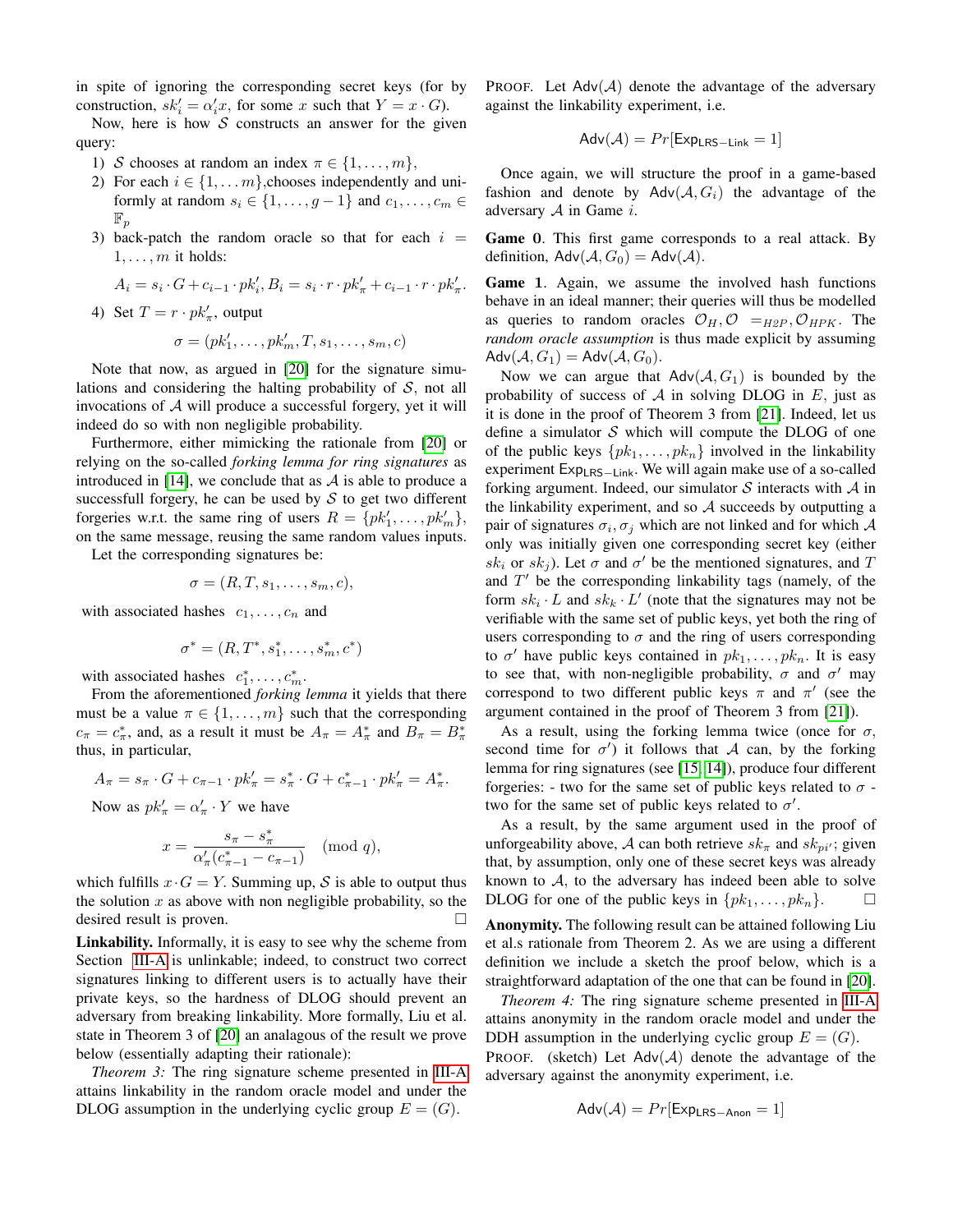in spite of ignoring the corresponding secret keys (for by construction, $sk'_i = \alpha'_i x$, for some $x$ such that $Y = x \cdot G$).

Now, here is how $\mathcal{S}$ constructs an answer for the given query:

1) $\mathcal{S}$ chooses at random an index $\pi \in \{1, \ldots, m\}$,
2) For each $i \in \{1, \ldots m\}$,chooses independently and uniformly at random $s_i \in \{1, \ldots, g-1\}$ and $c_1, \ldots, c_m \in \mathbb{F}_p$
3) back-patch the random oracle so that for each $i = 1, \ldots, m$ it holds:
$$A_i = s_i \cdot G + c_{i-1} \cdot pk'_i, B_i = s_i \cdot r \cdot pk'_\pi + c_{i-1} \cdot r \cdot pk'_\pi.$$
4) Set $T = r \cdot pk'_\pi$, output
$$\sigma = (pk'_1, \ldots, pk'_m, T, s_1, \ldots, s_m, c)$$

Note that now, as argued in [20] for the signature simulations and considering the halting probability of $\mathcal{S}$, not all invocations of $\mathcal{A}$ will produce a successful forgery, yet it will indeed do so with non negligible probability.

Furthermore, either mimicking the rationale from [20] or relying on the so-called *forking lemma for ring signatures* as introduced in [14], we conclude that as $\mathcal{A}$ is able to produce a successful forgery, he can be used by $\mathcal{S}$ to get two different forgeries w.r.t. the same ring of users $R = \{pk'_1, \ldots, pk'_m\}$, on the same message, reusing the same random values inputs.

Let the corresponding signatures be:

$$\sigma = (R, T, s_1, \ldots, s_m, c),$$

with associated hashes $c_1, \ldots, c_n$ and

$$\sigma^* = (R, T^*, s^*_1, \ldots, s^*_m, c^*)$$

with associated hashes $c^*_1, \ldots, c^*_m$.

From the aforementioned *forking lemma* it yields that there must be a value $\pi \in \{1, \ldots, m\}$ such that the corresponding $c_\pi = c^*_\pi$, and, as a result it must be $A_\pi = A^*_\pi$ and $B_\pi = B^*_\pi$ thus, in particular,

$$A_\pi = s_\pi \cdot G + c_{\pi-1} \cdot pk'_\pi = s^*_\pi \cdot G + c^*_{\pi-1} \cdot pk'_\pi = A^*_\pi.$$

Now as $pk'_\pi = \alpha'_\pi \cdot Y$ we have

$$x = \frac{s_\pi - s^*_\pi}{\alpha'_\pi(c^*_{\pi-1} - c_{\pi-1})} \pmod q,$$

which fulfills $x \cdot G = Y$. Summing up, $\mathcal{S}$ is able to output thus the solution $x$ as above with non negligible probability, so the desired result is proven. □

**Linkability.** Informally, it is easy to see why the scheme from Section III-A is unlinkable; indeed, to construct two correct signatures linking to different users is to actually have their private keys, so the hardness of DLOG should prevent an adversary from breaking linkability. More formally, Liu et al. state in Theorem 3 of [20] an analagous of the result we prove below (essentially adapting their rationale):

*Theorem 3:* The ring signature scheme presented in III-A attains linkability in the random oracle model and under the DLOG assumption in the underlying cyclic group $E = \langle G \rangle$.

PROOF. Let $\mathsf{Adv}(\mathcal{A})$ denote the advantage of the adversary against the linkability experiment, i.e.

$$\mathsf{Adv}(\mathcal{A}) = Pr[\mathsf{Exp}_{\mathsf{LRS-Link}} = 1]$$

Once again, we will structure the proof in a game-based fashion and denote by $\mathsf{Adv}(\mathcal{A}, G_i)$ the advantage of the adversary $\mathcal{A}$ in Game $i$.

**Game 0**. This first game corresponds to a real attack. By definition, $\mathsf{Adv}(\mathcal{A}, G_0) = \mathsf{Adv}(\mathcal{A})$.

**Game 1**. Again, we assume the involved hash functions behave in an ideal manner; their queries will thus be modelled as queries to random oracles $\mathcal{O}_H, \mathcal{O} \;\; =_{H2P}, \mathcal{O}_{HPK}$. The *random oracle assumption* is thus made explicit by assuming $\mathsf{Adv}(\mathcal{A}, G_1) = \mathsf{Adv}(\mathcal{A}, G_0)$.

Now we can argue that $\mathsf{Adv}(\mathcal{A}, G_1)$ is bounded by the probability of success of $\mathcal{A}$ in solving DLOG in $E$, just as it is done in the proof of Theorem 3 from [21]. Indeed, let us define a simulator $\mathcal{S}$ which will compute the DLOG of one of the public keys $\{pk_1, \ldots, pk_n\}$ involved in the linkability experiment $\mathsf{Exp}_{\mathsf{LRS-Link}}$. We will again make use of a so-called forking argument. Indeed, our simulator $\mathcal{S}$ interacts with $\mathcal{A}$ in the linkability experiment, and so $\mathcal{A}$ succeeds by outputting a pair of signatures $\sigma_i, \sigma_j$ which are not linked and for which $\mathcal{A}$ only was initially given one corresponding secret key (either $sk_i$ or $sk_j$). Let $\sigma$ and $\sigma'$ be the mentioned signatures, and $T$ and $T'$ be the corresponding linkability tags (namely, of the form $sk_i \cdot L$ and $sk_k \cdot L'$ (note that the signatures may not be verifiable with the same set of public keys, yet both the ring of users corresponding to $\sigma$ and the ring of users corresponding to $\sigma'$ have public keys contained in $pk_1, \ldots, pk_n$. It is easy to see that, with non-negligible probability, $\sigma$ and $\sigma'$ may correspond to two different public keys $\pi$ and $\pi'$ (see the argument contained in the proof of Theorem 3 from [21]).

As a result, using the forking lemma twice (once for $\sigma$, second time for $\sigma'$) it follows that $\mathcal{A}$ can, by the forking lemma for ring signatures (see [15], [14]), produce four different forgeries: - two for the same set of public keys related to $\sigma$ - two for the same set of public keys related to $\sigma'$.

As a result, by the same argument used in the proof of unforgeability above, $\mathcal{A}$ can both retrieve $sk_\pi$ and $sk_{pi'}$; given that, by assumption, only one of these secret keys was already known to $\mathcal{A}$, to the adversary has indeed been able to solve DLOG for one of the public keys in $\{pk_1, \ldots, pk_n\}$. □

**Anonymity.** The following result can be attained following Liu et al.s rationale from Theorem 2. As we are using a different definition we include a sketch the proof below, which is a straightforward adaptation of the one that can be found in [20].

*Theorem 4:* The ring signature scheme presented in III-A attains anonymity in the random oracle model and under the DDH assumption in the underlying cyclic group $E = \langle G \rangle$.

PROOF. (sketch) Let $\mathsf{Adv}(\mathcal{A})$ denote the advantage of the adversary against the anonymity experiment, i.e.

$$\mathsf{Adv}(\mathcal{A}) = Pr[\mathsf{Exp}_{\mathsf{LRS-Anon}} = 1]$$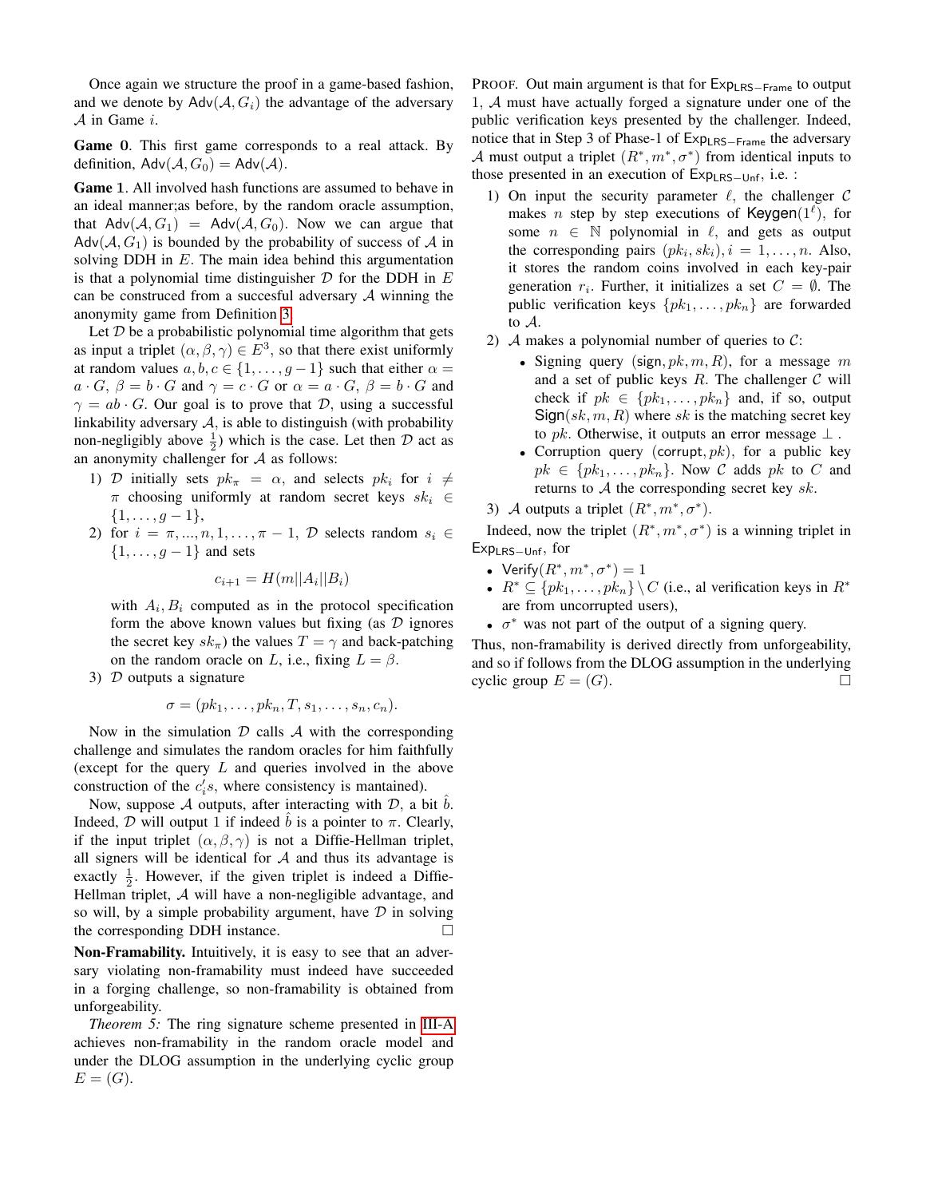Once again we structure the proof in a game-based fashion, and we denote by $\mathsf{Adv}(\mathcal{A}, G_i)$ the advantage of the adversary $\mathcal{A}$ in Game $i$.

**Game 0**. This first game corresponds to a real attack. By definition, $\mathsf{Adv}(\mathcal{A}, G_0) = \mathsf{Adv}(\mathcal{A})$.

**Game 1**. All involved hash functions are assumed to behave in an ideal manner;as before, by the random oracle assumption, that $\mathsf{Adv}(\mathcal{A}, G_1) = \mathsf{Adv}(\mathcal{A}, G_0)$. Now we can argue that $\mathsf{Adv}(\mathcal{A}, G_1)$ is bounded by the probability of success of $\mathcal{A}$ in solving DDH in $E$. The main idea behind this argumentation is that a polynomial time distinguisher $\mathcal{D}$ for the DDH in $E$ can be constructed from a succesful adversary $\mathcal{A}$ winning the anonymity game from Definition 3.

Let $\mathcal{D}$ be a probabilistic polynomial time algorithm that gets as input a triplet $(\alpha, \beta, \gamma) \in E^3$, so that there exist uniformly at random values $a, b, c \in \{1, \ldots, g-1\}$ such that either $\alpha = a \cdot G$, $\beta = b \cdot G$ and $\gamma = c \cdot G$ or $\alpha = a \cdot G$, $\beta = b \cdot G$ and $\gamma = ab \cdot G$. Our goal is to prove that $\mathcal{D}$, using a successful linkability adversary $\mathcal{A}$, is able to distinguish (with probability non-negligibly above $\frac{1}{2}$) which is the case. Let then $\mathcal{D}$ act as an anonymity challenger for $\mathcal{A}$ as follows:

1) $\mathcal{D}$ initially sets $pk_\pi = \alpha$, and selects $pk_i$ for $i \neq \pi$ choosing uniformly at random secret keys $sk_i \in \{1, \ldots, g-1\}$,
2) for $i = \pi, ..., n, 1, \ldots, \pi - 1$, $\mathcal{D}$ selects random $s_i \in \{1, \ldots, g-1\}$ and sets
$$c_{i+1} = H(m||A_i||B_i)$$
with $A_i, B_i$ computed as in the protocol specification form the above known values but fixing (as $\mathcal{D}$ ignores the secret key $sk_\pi$) the values $T = \gamma$ and back-patching on the random oracle on $L$, i.e., fixing $L = \beta$.
3) $\mathcal{D}$ outputs a signature
$$\sigma = (pk_1, \ldots, pk_n, T, s_1, \ldots, s_n, c_n).$$

Now in the simulation $\mathcal{D}$ calls $\mathcal{A}$ with the corresponding challenge and simulates the random oracles for him faithfully (except for the query $L$ and queries involved in the above construction of the $c_i's$, where consistency is mantained).

Now, suppose $\mathcal{A}$ outputs, after interacting with $\mathcal{D}$, a bit $\hat{b}$. Indeed, $\mathcal{D}$ will output 1 if indeed $\hat{b}$ is a pointer to $\pi$. Clearly, if the input triplet $(\alpha, \beta, \gamma)$ is not a Diffie-Hellman triplet, all signers will be identical for $\mathcal{A}$ and thus its advantage is exactly $\frac{1}{2}$. However, if the given triplet is indeed a Diffie-Hellman triplet, $\mathcal{A}$ will have a non-negligible advantage, and so will, by a simple probability argument, have $\mathcal{D}$ in solving the corresponding DDH instance. □

**Non-Framability.** Intuitively, it is easy to see that an adversary violating non-framability must indeed have succeeded in a forging challenge, so non-framability is obtained from unforgeability.

*Theorem 5:* The ring signature scheme presented in III-A achieves non-framability in the random oracle model and under the DLOG assumption in the underlying cyclic group $E = \langle G \rangle$.

PROOF. Out main argument is that for $\mathsf{Exp}_{\mathsf{LRS-Frame}}$ to output 1, $\mathcal{A}$ must have actually forged a signature under one of the public verification keys presented by the challenger. Indeed, notice that in Step 3 of Phase-1 of $\mathsf{Exp}_{\mathsf{LRS-Frame}}$ the adversary $\mathcal{A}$ must output a triplet $(R^*, m^*, \sigma^*)$ from identical inputs to those presented in an execution of $\mathsf{Exp}_{\mathsf{LRS-Unf}}$, i.e. :

1) On input the security parameter $\ell$, the challenger $\mathcal{C}$ makes $n$ step by step executions of $\mathsf{Keygen}(1^\ell)$, for some $n \in \mathbb{N}$ polynomial in $\ell$, and gets as output the corresponding pairs $(pk_i, sk_i), i = 1, \ldots, n$. Also, it stores the random coins involved in each key-pair generation $r_i$. Further, it initializes a set $C = \emptyset$. The public verification keys $\{pk_1, \ldots, pk_n\}$ are forwarded to $\mathcal{A}$.
2) $\mathcal{A}$ makes a polynomial number of queries to $\mathcal{C}$:
   - Signing query $(\mathsf{sign}, pk, m, R)$, for a message $m$ and a set of public keys $R$. The challenger $\mathcal{C}$ will check if $pk \in \{pk_1, \ldots, pk_n\}$ and, if so, output $\mathsf{Sign}(sk, m, R)$ where $sk$ is the matching secret key to $pk$. Otherwise, it outputs an error message $\perp$.
   - Corruption query $(\mathsf{corrupt}, pk)$, for a public key $pk \in \{pk_1, \ldots, pk_n\}$. Now $\mathcal{C}$ adds $pk$ to $C$ and returns to $\mathcal{A}$ the corresponding secret key $sk$.
3) $\mathcal{A}$ outputs a triplet $(R^*, m^*, \sigma^*)$.

Indeed, now the triplet $(R^*, m^*, \sigma^*)$ is a winning triplet in $\mathsf{Exp}_{\mathsf{LRS-Unf}}$, for

- $\mathsf{Verify}(R^*, m^*, \sigma^*) = 1$
- $R^* \subseteq \{pk_1, \ldots, pk_n\} \setminus C$ (i.e., al verification keys in $R^*$ are from uncorrupted users),
- $\sigma^*$ was not part of the output of a signing query.

Thus, non-framability is derived directly from unforgeability, and so if follows from the DLOG assumption in the underlying cyclic group $E = \langle G \rangle$. □